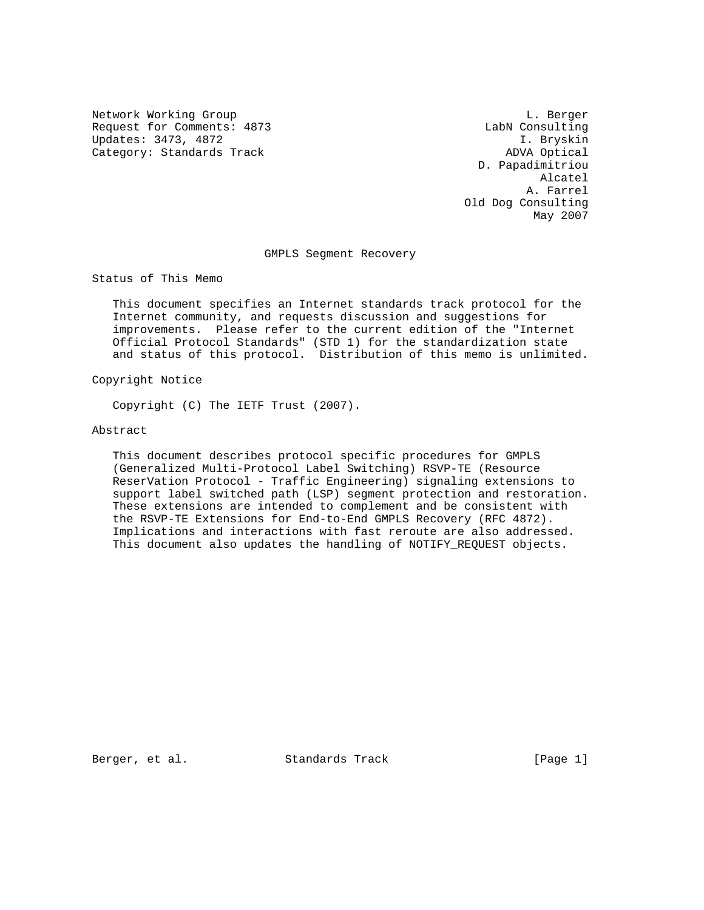Network Working Group L. Berger
Request for Comments: 4873 LabN Consulting
Updates: 3473, 4872 I. Bryskin
Category: Standards Track ADVA Optical

D. Papadimitriou
Alcatel
A. Farrel
Old Dog Consulting
May 2007

# GMPLS Segment Recovery

## Status of This Memo

This document specifies an Internet standards track protocol for the Internet community, and requests discussion and suggestions for improvements. Please refer to the current edition of the "Internet Official Protocol Standards" (STD 1) for the standardization state and status of this protocol. Distribution of this memo is unlimited.

## Copyright Notice

Copyright (C) The IETF Trust (2007).

## Abstract

This document describes protocol specific procedures for GMPLS (Generalized Multi-Protocol Label Switching) RSVP-TE (Resource ReserVation Protocol - Traffic Engineering) signaling extensions to support label switched path (LSP) segment protection and restoration. These extensions are intended to complement and be consistent with the RSVP-TE Extensions for End-to-End GMPLS Recovery (RFC 4872). Implications and interactions with fast reroute are also addressed. This document also updates the handling of NOTIFY_REQUEST objects.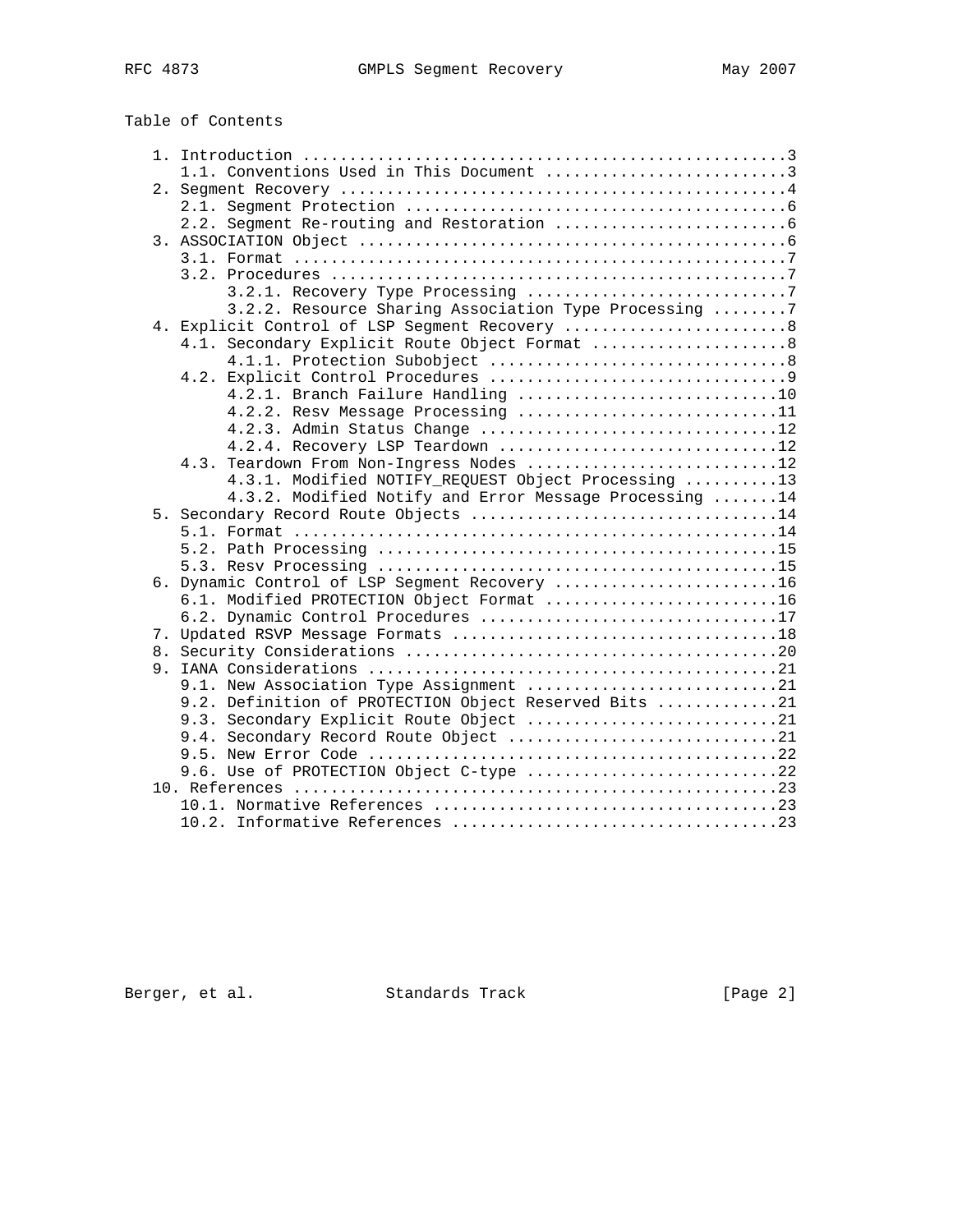Table of Contents

```
   1. Introduction ....................................................3
      1.1. Conventions Used in This Document ..........................3
   2. Segment Recovery ................................................4
      2.1. Segment Protection .........................................6
      2.2. Segment Re-routing and Restoration .........................6
   3. ASSOCIATION Object ..............................................6
      3.1. Format .....................................................7
      3.2. Procedures .................................................7
           3.2.1. Recovery Type Processing ............................7
           3.2.2. Resource Sharing Association Type Processing ........7
   4. Explicit Control of LSP Segment Recovery ........................8
      4.1. Secondary Explicit Route Object Format .....................8
           4.1.1. Protection Subobject ................................8
      4.2. Explicit Control Procedures ................................9
           4.2.1. Branch Failure Handling ............................10
           4.2.2. Resv Message Processing ............................11
           4.2.3. Admin Status Change ................................12
           4.2.4. Recovery LSP Teardown ..............................12
      4.3. Teardown From Non-Ingress Nodes ...........................12
           4.3.1. Modified NOTIFY_REQUEST Object Processing ..........13
           4.3.2. Modified Notify and Error Message Processing .......14
   5. Secondary Record Route Objects .................................14
      5.1. Format ....................................................14
      5.2. Path Processing ...........................................15
      5.3. Resv Processing ...........................................15
   6. Dynamic Control of LSP Segment Recovery ........................16
      6.1. Modified PROTECTION Object Format .........................16
      6.2. Dynamic Control Procedures ................................17
   7. Updated RSVP Message Formats ...................................18
   8. Security Considerations ........................................20
   9. IANA Considerations ............................................21
      9.1. New Association Type Assignment ...........................21
      9.2. Definition of PROTECTION Object Reserved Bits .............21
      9.3. Secondary Explicit Route Object ...........................21
      9.4. Secondary Record Route Object .............................21
      9.5. New Error Code ............................................22
      9.6. Use of PROTECTION Object C-type ...........................22
   10. References ....................................................23
      10.1. Normative References .....................................23
      10.2. Informative References ...................................23
```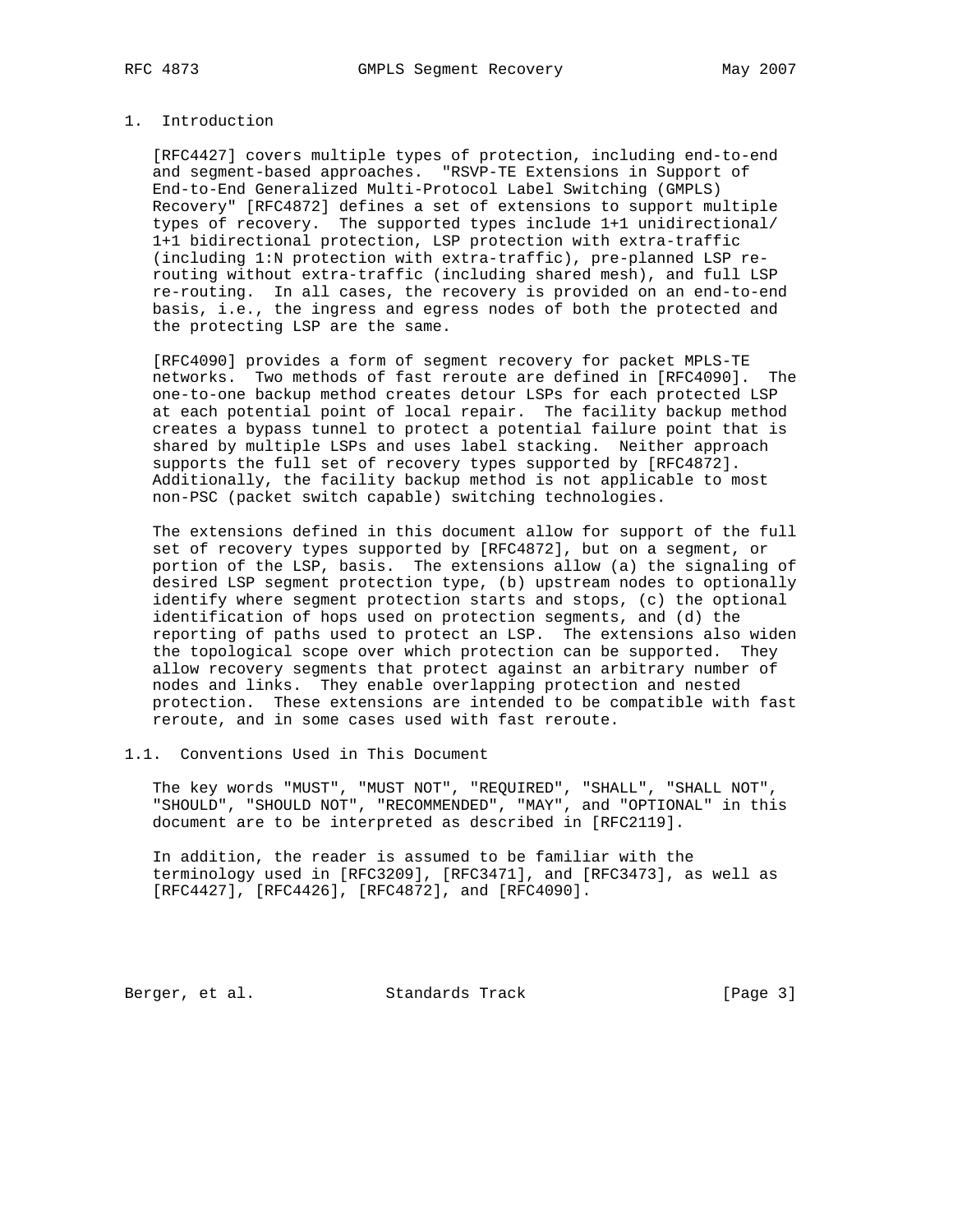## 1. Introduction

[RFC4427] covers multiple types of protection, including end-to-end and segment-based approaches. "RSVP-TE Extensions in Support of End-to-End Generalized Multi-Protocol Label Switching (GMPLS) Recovery" [RFC4872] defines a set of extensions to support multiple types of recovery. The supported types include 1+1 unidirectional/ 1+1 bidirectional protection, LSP protection with extra-traffic (including 1:N protection with extra-traffic), pre-planned LSP re-routing without extra-traffic (including shared mesh), and full LSP re-routing. In all cases, the recovery is provided on an end-to-end basis, i.e., the ingress and egress nodes of both the protected and the protecting LSP are the same.

[RFC4090] provides a form of segment recovery for packet MPLS-TE networks. Two methods of fast reroute are defined in [RFC4090]. The one-to-one backup method creates detour LSPs for each protected LSP at each potential point of local repair. The facility backup method creates a bypass tunnel to protect a potential failure point that is shared by multiple LSPs and uses label stacking. Neither approach supports the full set of recovery types supported by [RFC4872]. Additionally, the facility backup method is not applicable to most non-PSC (packet switch capable) switching technologies.

The extensions defined in this document allow for support of the full set of recovery types supported by [RFC4872], but on a segment, or portion of the LSP, basis. The extensions allow (a) the signaling of desired LSP segment protection type, (b) upstream nodes to optionally identify where segment protection starts and stops, (c) the optional identification of hops used on protection segments, and (d) the reporting of paths used to protect an LSP. The extensions also widen the topological scope over which protection can be supported. They allow recovery segments that protect against an arbitrary number of nodes and links. They enable overlapping protection and nested protection. These extensions are intended to be compatible with fast reroute, and in some cases used with fast reroute.

### 1.1. Conventions Used in This Document

The key words "MUST", "MUST NOT", "REQUIRED", "SHALL", "SHALL NOT", "SHOULD", "SHOULD NOT", "RECOMMENDED", "MAY", and "OPTIONAL" in this document are to be interpreted as described in [RFC2119].

In addition, the reader is assumed to be familiar with the terminology used in [RFC3209], [RFC3471], and [RFC3473], as well as [RFC4427], [RFC4426], [RFC4872], and [RFC4090].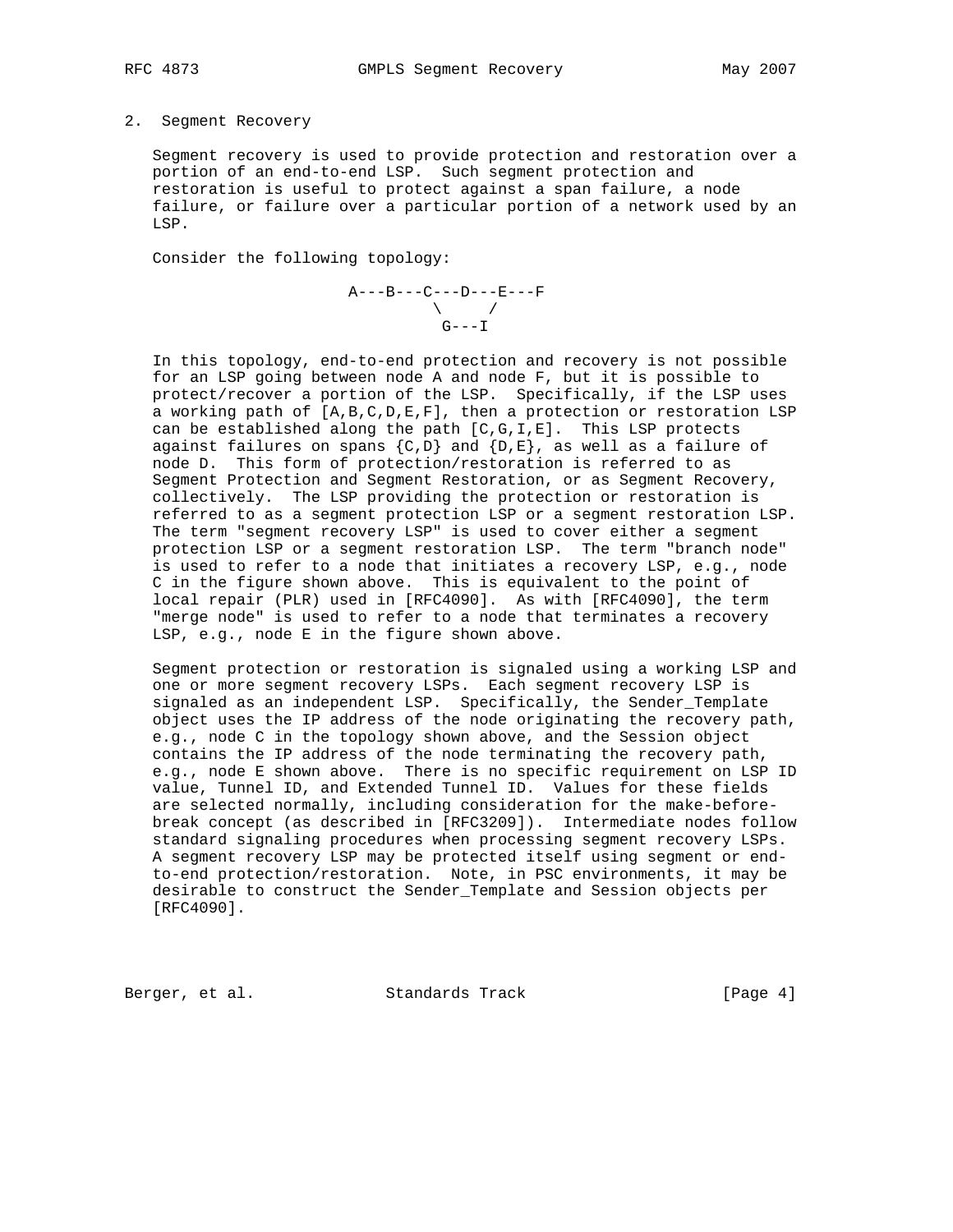## 2. Segment Recovery

Segment recovery is used to provide protection and restoration over a portion of an end-to-end LSP. Such segment protection and restoration is useful to protect against a span failure, a node failure, or failure over a particular portion of a network used by an LSP.

Consider the following topology:

```
A---B---C---D---E---F
         \     /
          G---I
```

In this topology, end-to-end protection and recovery is not possible for an LSP going between node A and node F, but it is possible to protect/recover a portion of the LSP. Specifically, if the LSP uses a working path of [A,B,C,D,E,F], then a protection or restoration LSP can be established along the path [C,G,I,E]. This LSP protects against failures on spans {C,D} and {D,E}, as well as a failure of node D. This form of protection/restoration is referred to as Segment Protection and Segment Restoration, or as Segment Recovery, collectively. The LSP providing the protection or restoration is referred to as a segment protection LSP or a segment restoration LSP. The term "segment recovery LSP" is used to cover either a segment protection LSP or a segment restoration LSP. The term "branch node" is used to refer to a node that initiates a recovery LSP, e.g., node C in the figure shown above. This is equivalent to the point of local repair (PLR) used in [RFC4090]. As with [RFC4090], the term "merge node" is used to refer to a node that terminates a recovery LSP, e.g., node E in the figure shown above.

Segment protection or restoration is signaled using a working LSP and one or more segment recovery LSPs. Each segment recovery LSP is signaled as an independent LSP. Specifically, the Sender_Template object uses the IP address of the node originating the recovery path, e.g., node C in the topology shown above, and the Session object contains the IP address of the node terminating the recovery path, e.g., node E shown above. There is no specific requirement on LSP ID value, Tunnel ID, and Extended Tunnel ID. Values for these fields are selected normally, including consideration for the make-before-break concept (as described in [RFC3209]). Intermediate nodes follow standard signaling procedures when processing segment recovery LSPs. A segment recovery LSP may be protected itself using segment or end-to-end protection/restoration. Note, in PSC environments, it may be desirable to construct the Sender_Template and Session objects per [RFC4090].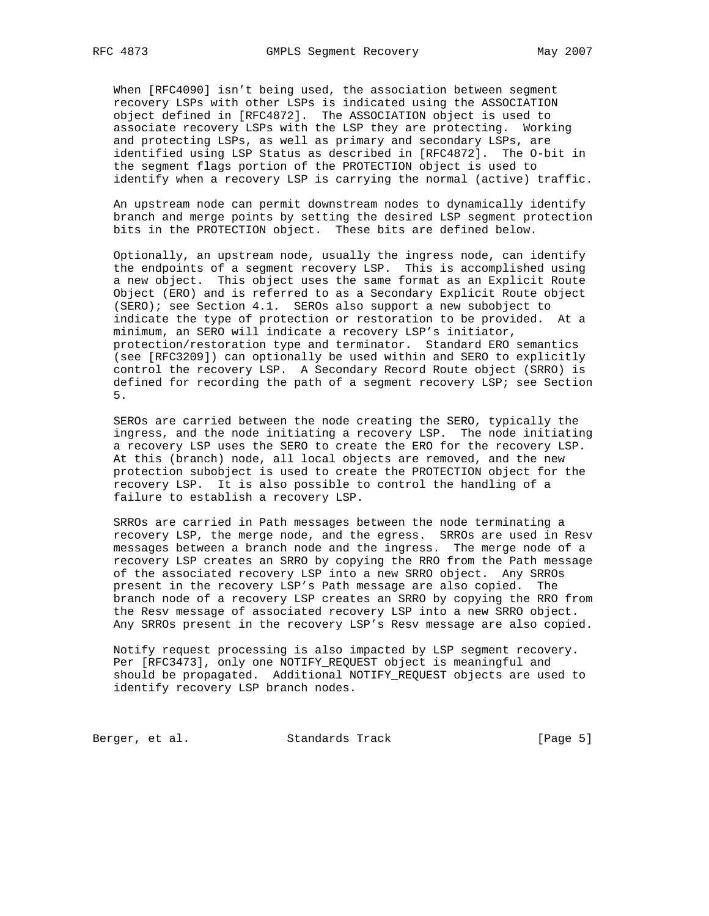When [RFC4090] isn't being used, the association between segment recovery LSPs with other LSPs is indicated using the ASSOCIATION object defined in [RFC4872]. The ASSOCIATION object is used to associate recovery LSPs with the LSP they are protecting. Working and protecting LSPs, as well as primary and secondary LSPs, are identified using LSP Status as described in [RFC4872]. The O-bit in the segment flags portion of the PROTECTION object is used to identify when a recovery LSP is carrying the normal (active) traffic.

An upstream node can permit downstream nodes to dynamically identify branch and merge points by setting the desired LSP segment protection bits in the PROTECTION object. These bits are defined below.

Optionally, an upstream node, usually the ingress node, can identify the endpoints of a segment recovery LSP. This is accomplished using a new object. This object uses the same format as an Explicit Route Object (ERO) and is referred to as a Secondary Explicit Route object (SERO); see Section 4.1. SEROs also support a new subobject to indicate the type of protection or restoration to be provided. At a minimum, an SERO will indicate a recovery LSP's initiator, protection/restoration type and terminator. Standard ERO semantics (see [RFC3209]) can optionally be used within and SERO to explicitly control the recovery LSP. A Secondary Record Route object (SRRO) is defined for recording the path of a segment recovery LSP; see Section 5.

SEROs are carried between the node creating the SERO, typically the ingress, and the node initiating a recovery LSP. The node initiating a recovery LSP uses the SERO to create the ERO for the recovery LSP. At this (branch) node, all local objects are removed, and the new protection subobject is used to create the PROTECTION object for the recovery LSP. It is also possible to control the handling of a failure to establish a recovery LSP.

SRROs are carried in Path messages between the node terminating a recovery LSP, the merge node, and the egress. SRROs are used in Resv messages between a branch node and the ingress. The merge node of a recovery LSP creates an SRRO by copying the RRO from the Path message of the associated recovery LSP into a new SRRO object. Any SRROs present in the recovery LSP's Path message are also copied. The branch node of a recovery LSP creates an SRRO by copying the RRO from the Resv message of associated recovery LSP into a new SRRO object. Any SRROs present in the recovery LSP's Resv message are also copied.

Notify request processing is also impacted by LSP segment recovery. Per [RFC3473], only one NOTIFY_REQUEST object is meaningful and should be propagated. Additional NOTIFY_REQUEST objects are used to identify recovery LSP branch nodes.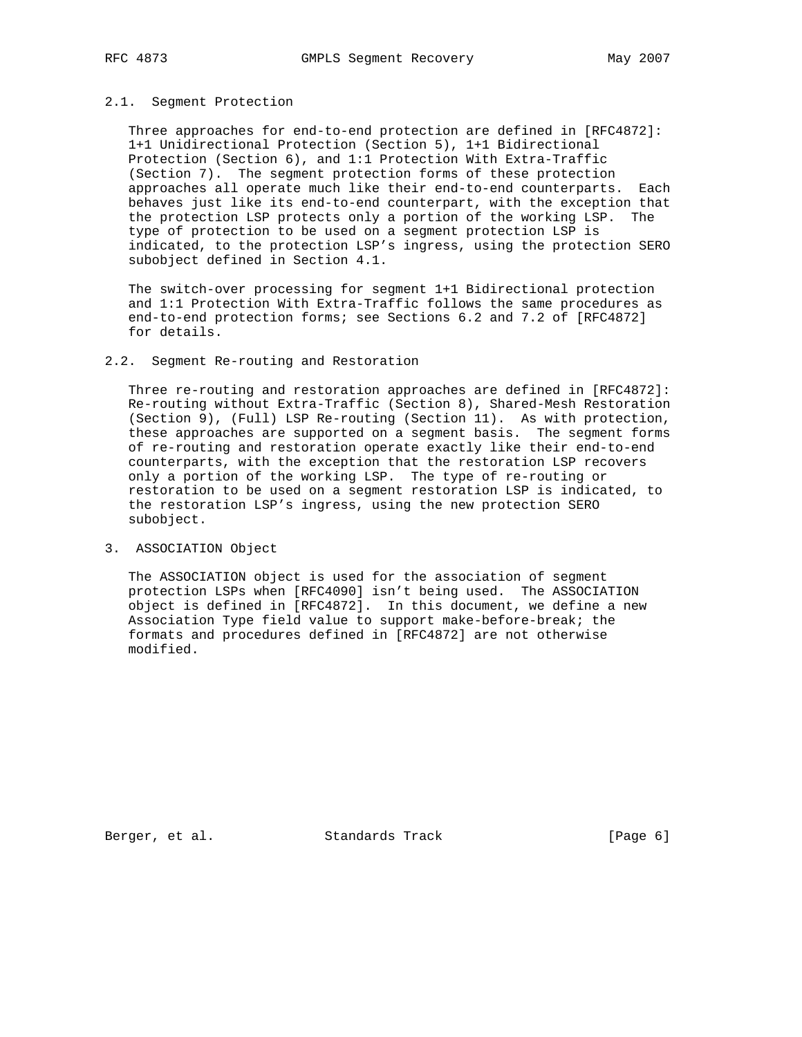## 2.1. Segment Protection

Three approaches for end-to-end protection are defined in [RFC4872]: 1+1 Unidirectional Protection (Section 5), 1+1 Bidirectional Protection (Section 6), and 1:1 Protection With Extra-Traffic (Section 7). The segment protection forms of these protection approaches all operate much like their end-to-end counterparts. Each behaves just like its end-to-end counterpart, with the exception that the protection LSP protects only a portion of the working LSP. The type of protection to be used on a segment protection LSP is indicated, to the protection LSP's ingress, using the protection SERO subobject defined in Section 4.1.

The switch-over processing for segment 1+1 Bidirectional protection and 1:1 Protection With Extra-Traffic follows the same procedures as end-to-end protection forms; see Sections 6.2 and 7.2 of [RFC4872] for details.

## 2.2. Segment Re-routing and Restoration

Three re-routing and restoration approaches are defined in [RFC4872]: Re-routing without Extra-Traffic (Section 8), Shared-Mesh Restoration (Section 9), (Full) LSP Re-routing (Section 11). As with protection, these approaches are supported on a segment basis. The segment forms of re-routing and restoration operate exactly like their end-to-end counterparts, with the exception that the restoration LSP recovers only a portion of the working LSP. The type of re-routing or restoration to be used on a segment restoration LSP is indicated, to the restoration LSP's ingress, using the new protection SERO subobject.

# 3. ASSOCIATION Object

The ASSOCIATION object is used for the association of segment protection LSPs when [RFC4090] isn't being used. The ASSOCIATION object is defined in [RFC4872]. In this document, we define a new Association Type field value to support make-before-break; the formats and procedures defined in [RFC4872] are not otherwise modified.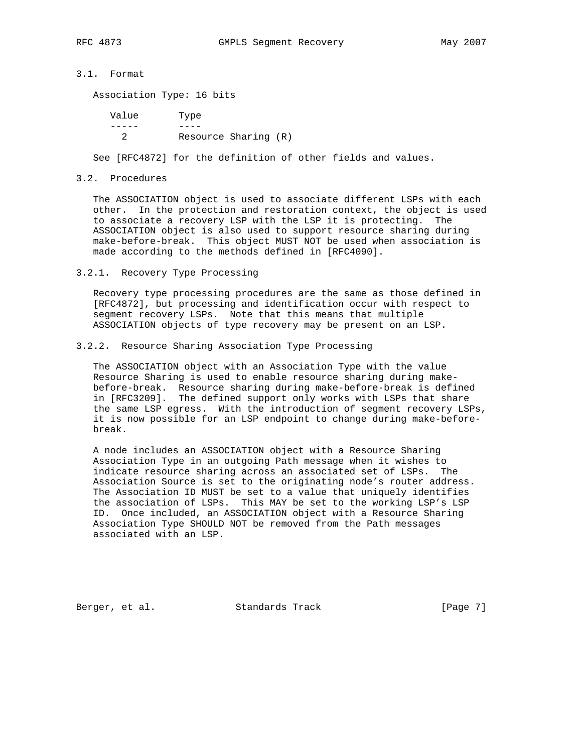### 3.1. Format

Association Type: 16 bits

| Value | Type |
| --- | --- |
| 2 | Resource Sharing (R) |

See [RFC4872] for the definition of other fields and values.

### 3.2. Procedures

The ASSOCIATION object is used to associate different LSPs with each other. In the protection and restoration context, the object is used to associate a recovery LSP with the LSP it is protecting. The ASSOCIATION object is also used to support resource sharing during make-before-break. This object MUST NOT be used when association is made according to the methods defined in [RFC4090].

#### 3.2.1. Recovery Type Processing

Recovery type processing procedures are the same as those defined in [RFC4872], but processing and identification occur with respect to segment recovery LSPs. Note that this means that multiple ASSOCIATION objects of type recovery may be present on an LSP.

#### 3.2.2. Resource Sharing Association Type Processing

The ASSOCIATION object with an Association Type with the value Resource Sharing is used to enable resource sharing during make-before-break. Resource sharing during make-before-break is defined in [RFC3209]. The defined support only works with LSPs that share the same LSP egress. With the introduction of segment recovery LSPs, it is now possible for an LSP endpoint to change during make-before-break.

A node includes an ASSOCIATION object with a Resource Sharing Association Type in an outgoing Path message when it wishes to indicate resource sharing across an associated set of LSPs. The Association Source is set to the originating node's router address. The Association ID MUST be set to a value that uniquely identifies the association of LSPs. This MAY be set to the working LSP's LSP ID. Once included, an ASSOCIATION object with a Resource Sharing Association Type SHOULD NOT be removed from the Path messages associated with an LSP.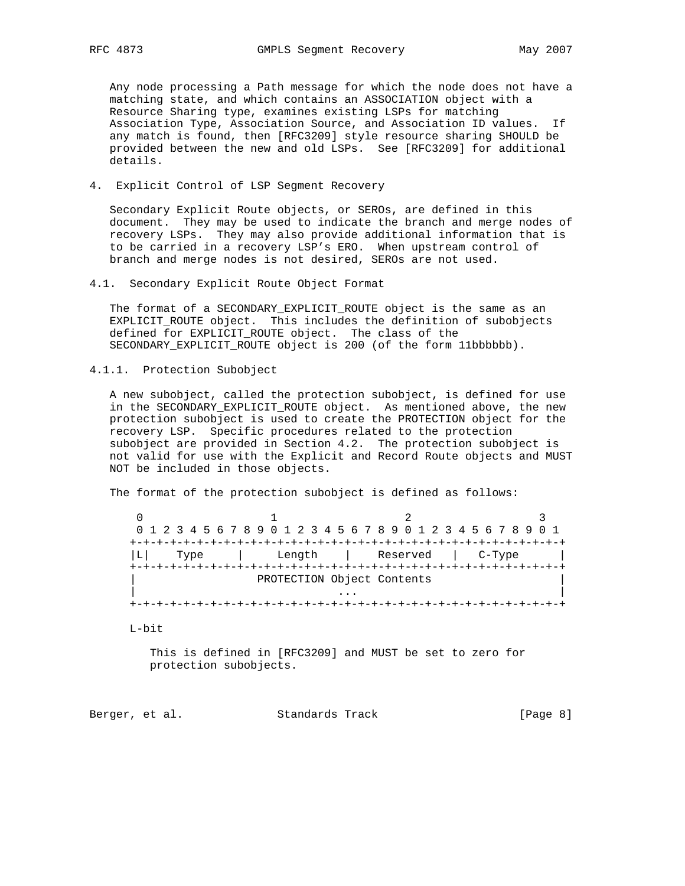Any node processing a Path message for which the node does not have a matching state, and which contains an ASSOCIATION object with a Resource Sharing type, examines existing LSPs for matching Association Type, Association Source, and Association ID values. If any match is found, then [RFC3209] style resource sharing SHOULD be provided between the new and old LSPs. See [RFC3209] for additional details.

## 4. Explicit Control of LSP Segment Recovery

Secondary Explicit Route objects, or SEROs, are defined in this document. They may be used to indicate the branch and merge nodes of recovery LSPs. They may also provide additional information that is to be carried in a recovery LSP's ERO. When upstream control of branch and merge nodes is not desired, SEROs are not used.

### 4.1. Secondary Explicit Route Object Format

The format of a SECONDARY_EXPLICIT_ROUTE object is the same as an EXPLICIT_ROUTE object. This includes the definition of subobjects defined for EXPLICIT_ROUTE object. The class of the SECONDARY_EXPLICIT_ROUTE object is 200 (of the form 11bbbbbb).

#### 4.1.1. Protection Subobject

A new subobject, called the protection subobject, is defined for use in the SECONDARY_EXPLICIT_ROUTE object. As mentioned above, the new protection subobject is used to create the PROTECTION object for the recovery LSP. Specific procedures related to the protection subobject are provided in Section 4.2. The protection subobject is not valid for use with the Explicit and Record Route objects and MUST NOT be included in those objects.

The format of the protection subobject is defined as follows:

```
    0                   1                   2                   3
    0 1 2 3 4 5 6 7 8 9 0 1 2 3 4 5 6 7 8 9 0 1 2 3 4 5 6 7 8 9 0 1
   +-+-+-+-+-+-+-+-+-+-+-+-+-+-+-+-+-+-+-+-+-+-+-+-+-+-+-+-+-+-+-+-+
   |L|    Type     |     Length    |    Reserved   |   C-Type      |
   +-+-+-+-+-+-+-+-+-+-+-+-+-+-+-+-+-+-+-+-+-+-+-+-+-+-+-+-+-+-+-+-+
   |                  PROTECTION Object Contents                   |
   |                              ...                              |
   +-+-+-+-+-+-+-+-+-+-+-+-+-+-+-+-+-+-+-+-+-+-+-+-+-+-+-+-+-+-+-+-+
```

L-bit

This is defined in [RFC3209] and MUST be set to zero for protection subobjects.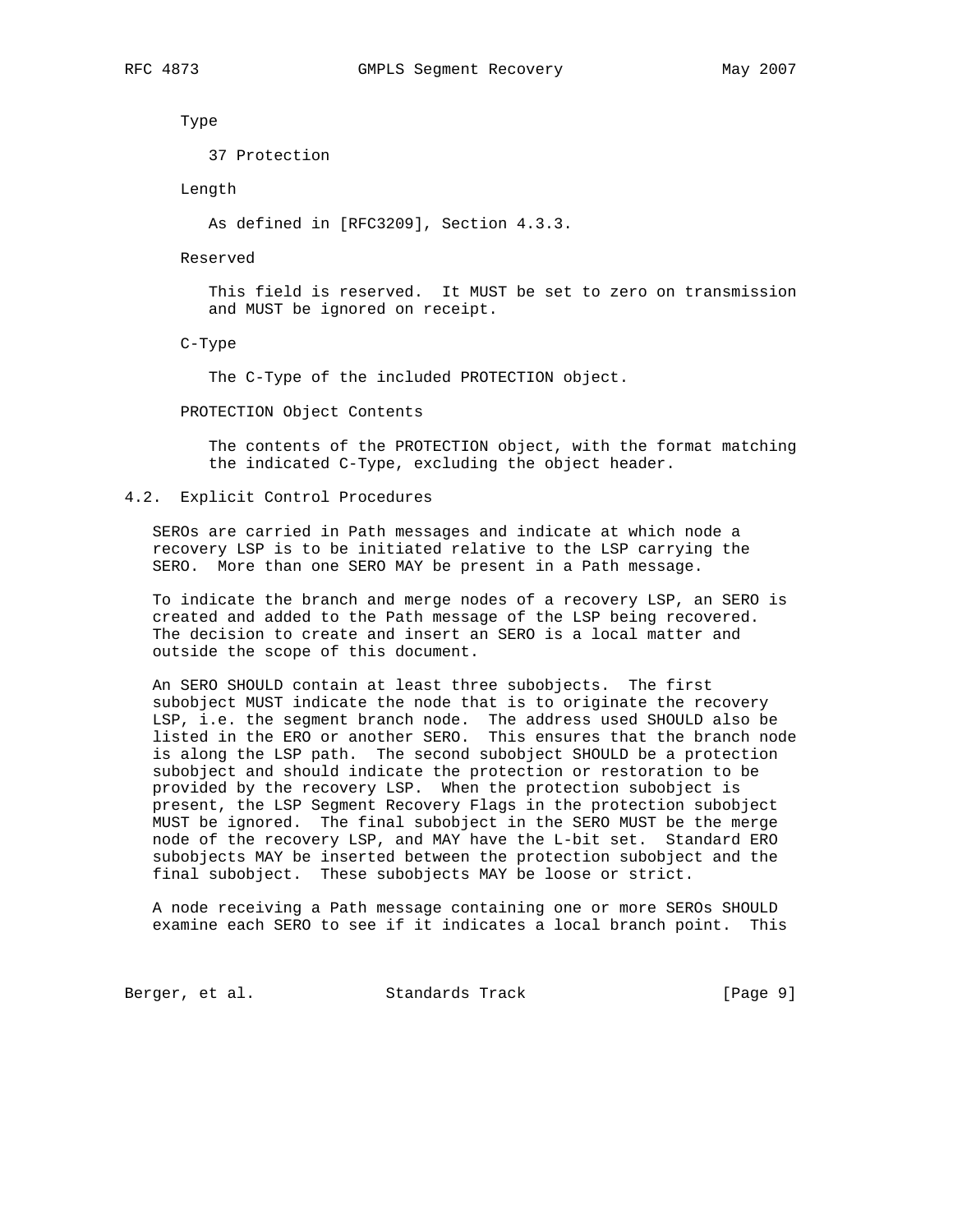Type

37 Protection

Length

As defined in [RFC3209], Section 4.3.3.

Reserved

This field is reserved. It MUST be set to zero on transmission and MUST be ignored on receipt.

C-Type

The C-Type of the included PROTECTION object.

PROTECTION Object Contents

The contents of the PROTECTION object, with the format matching the indicated C-Type, excluding the object header.

### 4.2. Explicit Control Procedures

SEROs are carried in Path messages and indicate at which node a recovery LSP is to be initiated relative to the LSP carrying the SERO. More than one SERO MAY be present in a Path message.

To indicate the branch and merge nodes of a recovery LSP, an SERO is created and added to the Path message of the LSP being recovered. The decision to create and insert an SERO is a local matter and outside the scope of this document.

An SERO SHOULD contain at least three subobjects. The first subobject MUST indicate the node that is to originate the recovery LSP, i.e. the segment branch node. The address used SHOULD also be listed in the ERO or another SERO. This ensures that the branch node is along the LSP path. The second subobject SHOULD be a protection subobject and should indicate the protection or restoration to be provided by the recovery LSP. When the protection subobject is present, the LSP Segment Recovery Flags in the protection subobject MUST be ignored. The final subobject in the SERO MUST be the merge node of the recovery LSP, and MAY have the L-bit set. Standard ERO subobjects MAY be inserted between the protection subobject and the final subobject. These subobjects MAY be loose or strict.

A node receiving a Path message containing one or more SEROs SHOULD examine each SERO to see if it indicates a local branch point. This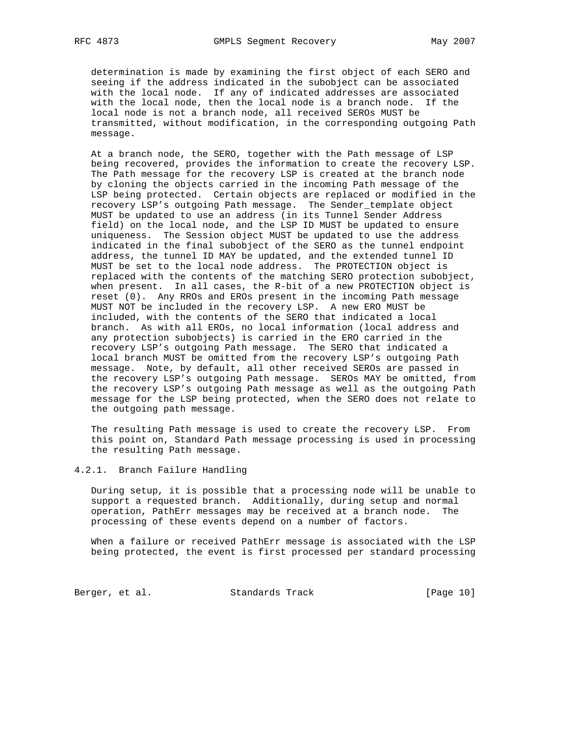determination is made by examining the first object of each SERO and seeing if the address indicated in the subobject can be associated with the local node. If any of indicated addresses are associated with the local node, then the local node is a branch node. If the local node is not a branch node, all received SEROs MUST be transmitted, without modification, in the corresponding outgoing Path message.

At a branch node, the SERO, together with the Path message of LSP being recovered, provides the information to create the recovery LSP. The Path message for the recovery LSP is created at the branch node by cloning the objects carried in the incoming Path message of the LSP being protected. Certain objects are replaced or modified in the recovery LSP's outgoing Path message. The Sender_template object MUST be updated to use an address (in its Tunnel Sender Address field) on the local node, and the LSP ID MUST be updated to ensure uniqueness. The Session object MUST be updated to use the address indicated in the final subobject of the SERO as the tunnel endpoint address, the tunnel ID MAY be updated, and the extended tunnel ID MUST be set to the local node address. The PROTECTION object is replaced with the contents of the matching SERO protection subobject, when present. In all cases, the R-bit of a new PROTECTION object is reset (0). Any RROs and EROs present in the incoming Path message MUST NOT be included in the recovery LSP. A new ERO MUST be included, with the contents of the SERO that indicated a local branch. As with all EROs, no local information (local address and any protection subobjects) is carried in the ERO carried in the recovery LSP's outgoing Path message. The SERO that indicated a local branch MUST be omitted from the recovery LSP's outgoing Path message. Note, by default, all other received SEROs are passed in the recovery LSP's outgoing Path message. SEROs MAY be omitted, from the recovery LSP's outgoing Path message as well as the outgoing Path message for the LSP being protected, when the SERO does not relate to the outgoing path message.

The resulting Path message is used to create the recovery LSP. From this point on, Standard Path message processing is used in processing the resulting Path message.

### 4.2.1. Branch Failure Handling

During setup, it is possible that a processing node will be unable to support a requested branch. Additionally, during setup and normal operation, PathErr messages may be received at a branch node. The processing of these events depend on a number of factors.

When a failure or received PathErr message is associated with the LSP being protected, the event is first processed per standard processing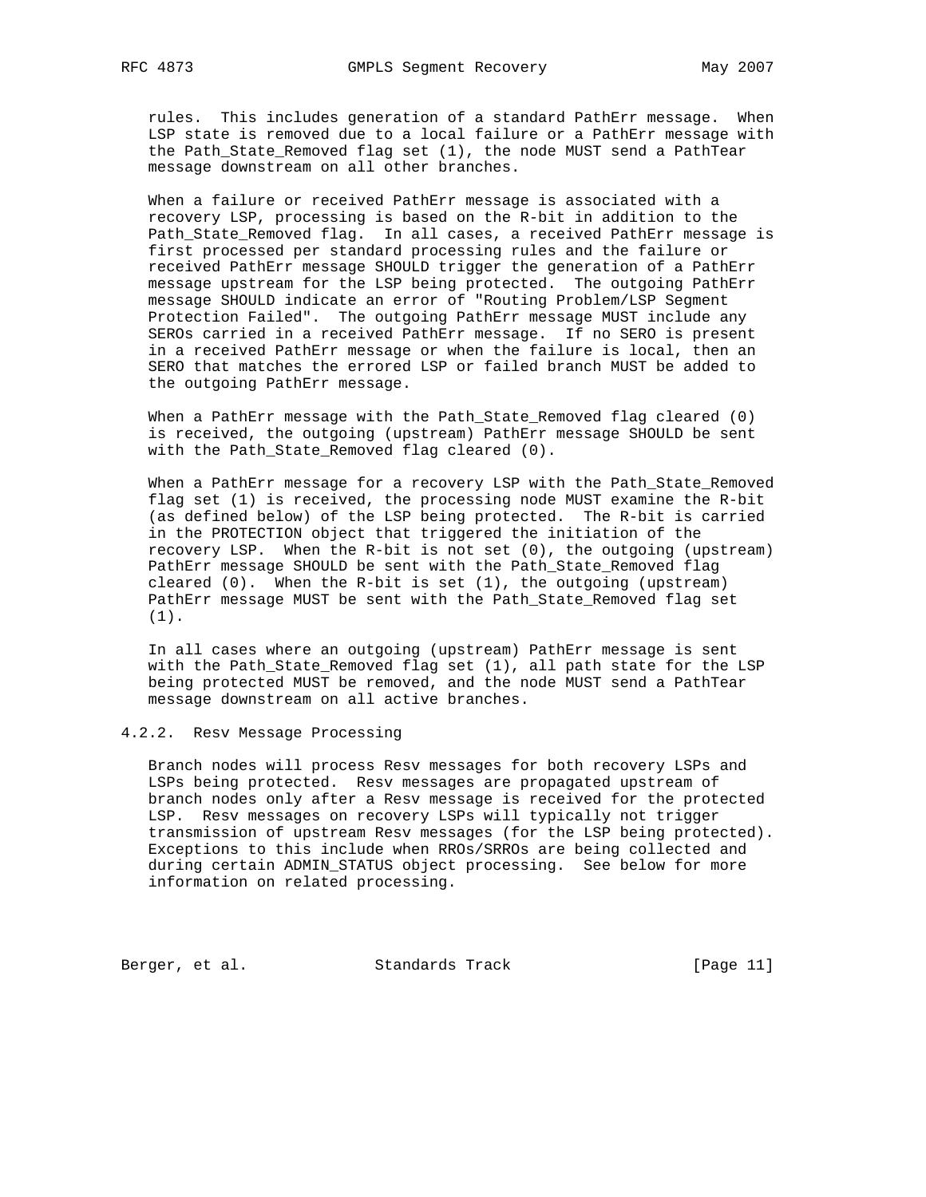rules. This includes generation of a standard PathErr message. When LSP state is removed due to a local failure or a PathErr message with the Path_State_Removed flag set (1), the node MUST send a PathTear message downstream on all other branches.

When a failure or received PathErr message is associated with a recovery LSP, processing is based on the R-bit in addition to the Path_State_Removed flag. In all cases, a received PathErr message is first processed per standard processing rules and the failure or received PathErr message SHOULD trigger the generation of a PathErr message upstream for the LSP being protected. The outgoing PathErr message SHOULD indicate an error of "Routing Problem/LSP Segment Protection Failed". The outgoing PathErr message MUST include any SEROs carried in a received PathErr message. If no SERO is present in a received PathErr message or when the failure is local, then an SERO that matches the errored LSP or failed branch MUST be added to the outgoing PathErr message.

When a PathErr message with the Path_State_Removed flag cleared (0) is received, the outgoing (upstream) PathErr message SHOULD be sent with the Path_State_Removed flag cleared (0).

When a PathErr message for a recovery LSP with the Path_State_Removed flag set (1) is received, the processing node MUST examine the R-bit (as defined below) of the LSP being protected. The R-bit is carried in the PROTECTION object that triggered the initiation of the recovery LSP. When the R-bit is not set (0), the outgoing (upstream) PathErr message SHOULD be sent with the Path_State_Removed flag cleared (0). When the R-bit is set (1), the outgoing (upstream) PathErr message MUST be sent with the Path_State_Removed flag set (1).

In all cases where an outgoing (upstream) PathErr message is sent with the Path_State_Removed flag set (1), all path state for the LSP being protected MUST be removed, and the node MUST send a PathTear message downstream on all active branches.

#### 4.2.2. Resv Message Processing

Branch nodes will process Resv messages for both recovery LSPs and LSPs being protected. Resv messages are propagated upstream of branch nodes only after a Resv message is received for the protected LSP. Resv messages on recovery LSPs will typically not trigger transmission of upstream Resv messages (for the LSP being protected). Exceptions to this include when RROs/SRROs are being collected and during certain ADMIN_STATUS object processing. See below for more information on related processing.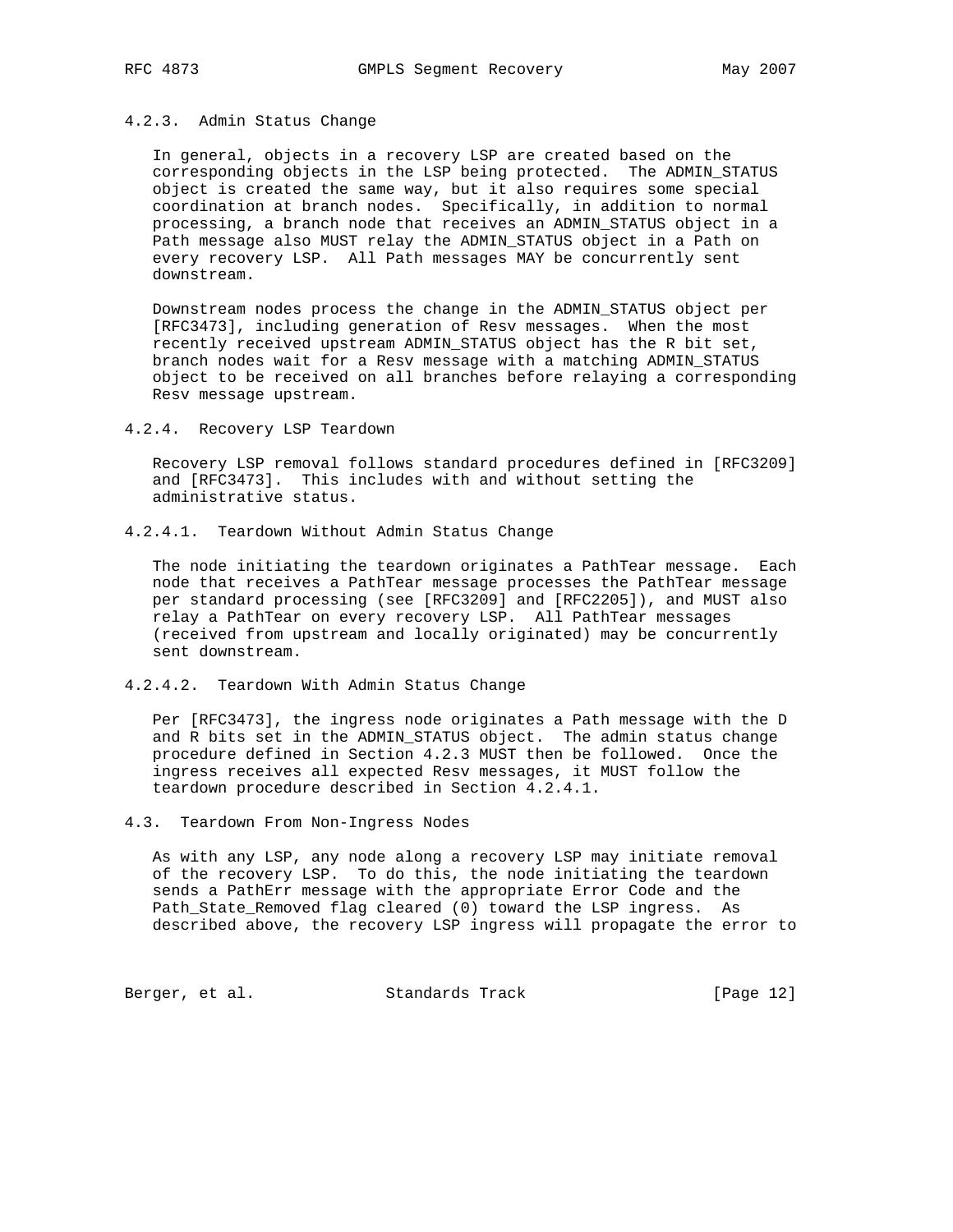#### 4.2.3. Admin Status Change

In general, objects in a recovery LSP are created based on the corresponding objects in the LSP being protected. The ADMIN_STATUS object is created the same way, but it also requires some special coordination at branch nodes. Specifically, in addition to normal processing, a branch node that receives an ADMIN_STATUS object in a Path message also MUST relay the ADMIN_STATUS object in a Path on every recovery LSP. All Path messages MAY be concurrently sent downstream.

Downstream nodes process the change in the ADMIN_STATUS object per [RFC3473], including generation of Resv messages. When the most recently received upstream ADMIN_STATUS object has the R bit set, branch nodes wait for a Resv message with a matching ADMIN_STATUS object to be received on all branches before relaying a corresponding Resv message upstream.

#### 4.2.4. Recovery LSP Teardown

Recovery LSP removal follows standard procedures defined in [RFC3209] and [RFC3473]. This includes with and without setting the administrative status.

##### 4.2.4.1. Teardown Without Admin Status Change

The node initiating the teardown originates a PathTear message. Each node that receives a PathTear message processes the PathTear message per standard processing (see [RFC3209] and [RFC2205]), and MUST also relay a PathTear on every recovery LSP. All PathTear messages (received from upstream and locally originated) may be concurrently sent downstream.

##### 4.2.4.2. Teardown With Admin Status Change

Per [RFC3473], the ingress node originates a Path message with the D and R bits set in the ADMIN_STATUS object. The admin status change procedure defined in Section 4.2.3 MUST then be followed. Once the ingress receives all expected Resv messages, it MUST follow the teardown procedure described in Section 4.2.4.1.

### 4.3. Teardown From Non-Ingress Nodes

As with any LSP, any node along a recovery LSP may initiate removal of the recovery LSP. To do this, the node initiating the teardown sends a PathErr message with the appropriate Error Code and the Path_State_Removed flag cleared (0) toward the LSP ingress. As described above, the recovery LSP ingress will propagate the error to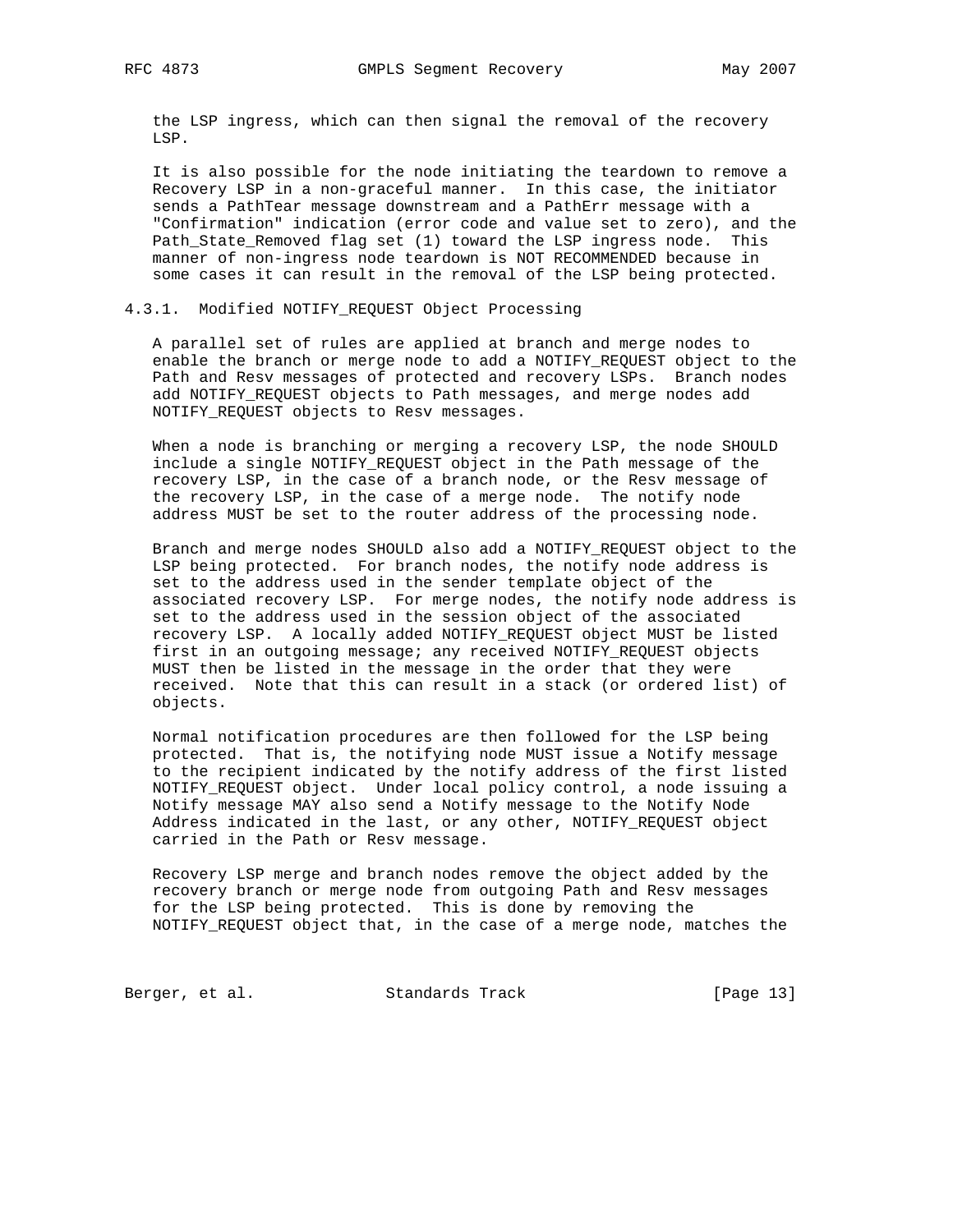the LSP ingress, which can then signal the removal of the recovery LSP.

It is also possible for the node initiating the teardown to remove a Recovery LSP in a non-graceful manner. In this case, the initiator sends a PathTear message downstream and a PathErr message with a "Confirmation" indication (error code and value set to zero), and the Path_State_Removed flag set (1) toward the LSP ingress node. This manner of non-ingress node teardown is NOT RECOMMENDED because in some cases it can result in the removal of the LSP being protected.

### 4.3.1. Modified NOTIFY_REQUEST Object Processing

A parallel set of rules are applied at branch and merge nodes to enable the branch or merge node to add a NOTIFY_REQUEST object to the Path and Resv messages of protected and recovery LSPs. Branch nodes add NOTIFY_REQUEST objects to Path messages, and merge nodes add NOTIFY_REQUEST objects to Resv messages.

When a node is branching or merging a recovery LSP, the node SHOULD include a single NOTIFY_REQUEST object in the Path message of the recovery LSP, in the case of a branch node, or the Resv message of the recovery LSP, in the case of a merge node. The notify node address MUST be set to the router address of the processing node.

Branch and merge nodes SHOULD also add a NOTIFY_REQUEST object to the LSP being protected. For branch nodes, the notify node address is set to the address used in the sender template object of the associated recovery LSP. For merge nodes, the notify node address is set to the address used in the session object of the associated recovery LSP. A locally added NOTIFY_REQUEST object MUST be listed first in an outgoing message; any received NOTIFY_REQUEST objects MUST then be listed in the message in the order that they were received. Note that this can result in a stack (or ordered list) of objects.

Normal notification procedures are then followed for the LSP being protected. That is, the notifying node MUST issue a Notify message to the recipient indicated by the notify address of the first listed NOTIFY_REQUEST object. Under local policy control, a node issuing a Notify message MAY also send a Notify message to the Notify Node Address indicated in the last, or any other, NOTIFY_REQUEST object carried in the Path or Resv message.

Recovery LSP merge and branch nodes remove the object added by the recovery branch or merge node from outgoing Path and Resv messages for the LSP being protected. This is done by removing the NOTIFY_REQUEST object that, in the case of a merge node, matches the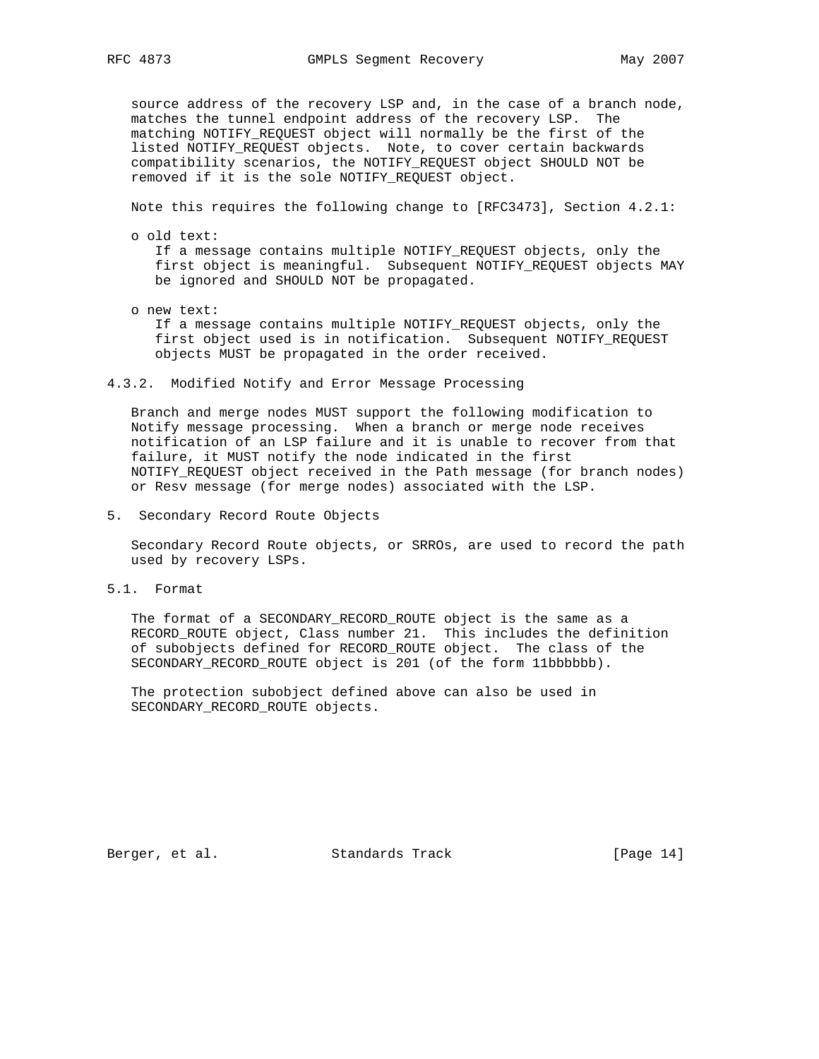source address of the recovery LSP and, in the case of a branch node, matches the tunnel endpoint address of the recovery LSP. The matching NOTIFY_REQUEST object will normally be the first of the listed NOTIFY_REQUEST objects. Note, to cover certain backwards compatibility scenarios, the NOTIFY_REQUEST object SHOULD NOT be removed if it is the sole NOTIFY_REQUEST object.

Note this requires the following change to [RFC3473], Section 4.2.1:

- old text:
  If a message contains multiple NOTIFY_REQUEST objects, only the first object is meaningful. Subsequent NOTIFY_REQUEST objects MAY be ignored and SHOULD NOT be propagated.

- new text:
  If a message contains multiple NOTIFY_REQUEST objects, only the first object used is in notification. Subsequent NOTIFY_REQUEST objects MUST be propagated in the order received.

### 4.3.2. Modified Notify and Error Message Processing

Branch and merge nodes MUST support the following modification to Notify message processing. When a branch or merge node receives notification of an LSP failure and it is unable to recover from that failure, it MUST notify the node indicated in the first NOTIFY_REQUEST object received in the Path message (for branch nodes) or Resv message (for merge nodes) associated with the LSP.

## 5. Secondary Record Route Objects

Secondary Record Route objects, or SRROs, are used to record the path used by recovery LSPs.

### 5.1. Format

The format of a SECONDARY_RECORD_ROUTE object is the same as a RECORD_ROUTE object, Class number 21. This includes the definition of subobjects defined for RECORD_ROUTE object. The class of the SECONDARY_RECORD_ROUTE object is 201 (of the form 11bbbbbb).

The protection subobject defined above can also be used in SECONDARY_RECORD_ROUTE objects.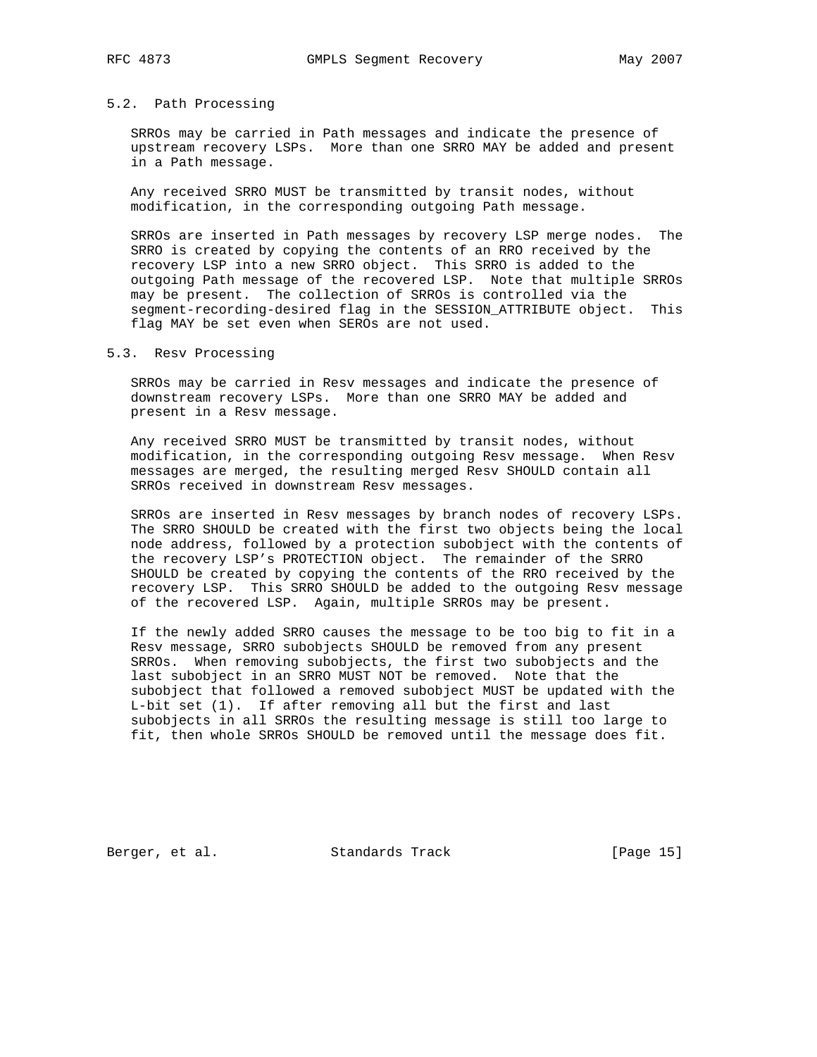### 5.2. Path Processing

SRROs may be carried in Path messages and indicate the presence of upstream recovery LSPs. More than one SRRO MAY be added and present in a Path message.

Any received SRRO MUST be transmitted by transit nodes, without modification, in the corresponding outgoing Path message.

SRROs are inserted in Path messages by recovery LSP merge nodes. The SRRO is created by copying the contents of an RRO received by the recovery LSP into a new SRRO object. This SRRO is added to the outgoing Path message of the recovered LSP. Note that multiple SRROs may be present. The collection of SRROs is controlled via the segment-recording-desired flag in the SESSION_ATTRIBUTE object. This flag MAY be set even when SEROs are not used.

### 5.3. Resv Processing

SRROs may be carried in Resv messages and indicate the presence of downstream recovery LSPs. More than one SRRO MAY be added and present in a Resv message.

Any received SRRO MUST be transmitted by transit nodes, without modification, in the corresponding outgoing Resv message. When Resv messages are merged, the resulting merged Resv SHOULD contain all SRROs received in downstream Resv messages.

SRROs are inserted in Resv messages by branch nodes of recovery LSPs. The SRRO SHOULD be created with the first two objects being the local node address, followed by a protection subobject with the contents of the recovery LSP's PROTECTION object. The remainder of the SRRO SHOULD be created by copying the contents of the RRO received by the recovery LSP. This SRRO SHOULD be added to the outgoing Resv message of the recovered LSP. Again, multiple SRROs may be present.

If the newly added SRRO causes the message to be too big to fit in a Resv message, SRRO subobjects SHOULD be removed from any present SRROs. When removing subobjects, the first two subobjects and the last subobject in an SRRO MUST NOT be removed. Note that the subobject that followed a removed subobject MUST be updated with the L-bit set (1). If after removing all but the first and last subobjects in all SRROs the resulting message is still too large to fit, then whole SRROs SHOULD be removed until the message does fit.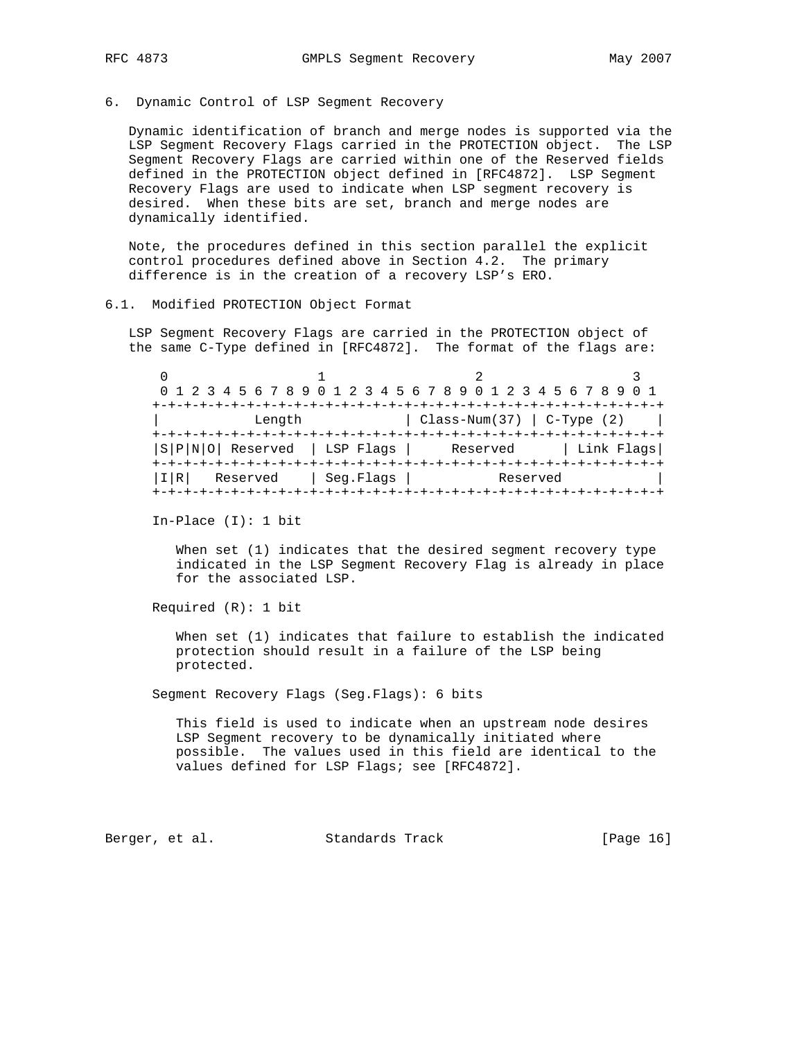## 6. Dynamic Control of LSP Segment Recovery

Dynamic identification of branch and merge nodes is supported via the LSP Segment Recovery Flags carried in the PROTECTION object. The LSP Segment Recovery Flags are carried within one of the Reserved fields defined in the PROTECTION object defined in [RFC4872]. LSP Segment Recovery Flags are used to indicate when LSP segment recovery is desired. When these bits are set, branch and merge nodes are dynamically identified.

Note, the procedures defined in this section parallel the explicit control procedures defined above in Section 4.2. The primary difference is in the creation of a recovery LSP's ERO.

### 6.1. Modified PROTECTION Object Format

LSP Segment Recovery Flags are carried in the PROTECTION object of the same C-Type defined in [RFC4872]. The format of the flags are:

```
 0                   1                   2                   3
 0 1 2 3 4 5 6 7 8 9 0 1 2 3 4 5 6 7 8 9 0 1 2 3 4 5 6 7 8 9 0 1
+-+-+-+-+-+-+-+-+-+-+-+-+-+-+-+-+-+-+-+-+-+-+-+-+-+-+-+-+-+-+-+-+
|            Length             | Class-Num(37) | C-Type (2)    |
+-+-+-+-+-+-+-+-+-+-+-+-+-+-+-+-+-+-+-+-+-+-+-+-+-+-+-+-+-+-+-+-+
|S|P|N|O| Reserved  | LSP Flags |     Reserved      | Link Flags|
+-+-+-+-+-+-+-+-+-+-+-+-+-+-+-+-+-+-+-+-+-+-+-+-+-+-+-+-+-+-+-+-+
|I|R|   Reserved    | Seg.Flags |           Reserved            |
+-+-+-+-+-+-+-+-+-+-+-+-+-+-+-+-+-+-+-+-+-+-+-+-+-+-+-+-+-+-+-+-+
```

In-Place (I): 1 bit

When set (1) indicates that the desired segment recovery type indicated in the LSP Segment Recovery Flag is already in place for the associated LSP.

Required (R): 1 bit

When set (1) indicates that failure to establish the indicated protection should result in a failure of the LSP being protected.

Segment Recovery Flags (Seg.Flags): 6 bits

This field is used to indicate when an upstream node desires LSP Segment recovery to be dynamically initiated where possible. The values used in this field are identical to the values defined for LSP Flags; see [RFC4872].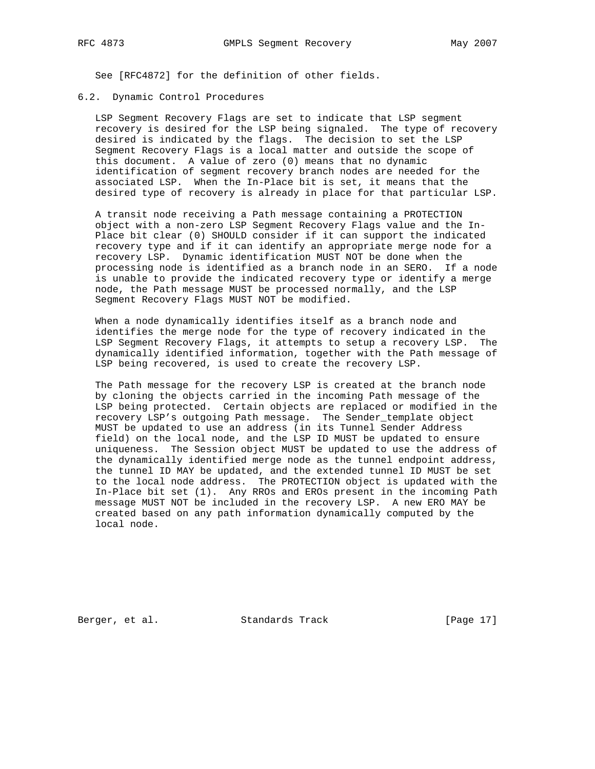See [RFC4872] for the definition of other fields.

### 6.2. Dynamic Control Procedures

LSP Segment Recovery Flags are set to indicate that LSP segment recovery is desired for the LSP being signaled. The type of recovery desired is indicated by the flags. The decision to set the LSP Segment Recovery Flags is a local matter and outside the scope of this document. A value of zero (0) means that no dynamic identification of segment recovery branch nodes are needed for the associated LSP. When the In-Place bit is set, it means that the desired type of recovery is already in place for that particular LSP.

A transit node receiving a Path message containing a PROTECTION object with a non-zero LSP Segment Recovery Flags value and the In-Place bit clear (0) SHOULD consider if it can support the indicated recovery type and if it can identify an appropriate merge node for a recovery LSP. Dynamic identification MUST NOT be done when the processing node is identified as a branch node in an SERO. If a node is unable to provide the indicated recovery type or identify a merge node, the Path message MUST be processed normally, and the LSP Segment Recovery Flags MUST NOT be modified.

When a node dynamically identifies itself as a branch node and identifies the merge node for the type of recovery indicated in the LSP Segment Recovery Flags, it attempts to setup a recovery LSP. The dynamically identified information, together with the Path message of LSP being recovered, is used to create the recovery LSP.

The Path message for the recovery LSP is created at the branch node by cloning the objects carried in the incoming Path message of the LSP being protected. Certain objects are replaced or modified in the recovery LSP's outgoing Path message. The Sender_template object MUST be updated to use an address (in its Tunnel Sender Address field) on the local node, and the LSP ID MUST be updated to ensure uniqueness. The Session object MUST be updated to use the address of the dynamically identified merge node as the tunnel endpoint address, the tunnel ID MAY be updated, and the extended tunnel ID MUST be set to the local node address. The PROTECTION object is updated with the In-Place bit set (1). Any RROs and EROs present in the incoming Path message MUST NOT be included in the recovery LSP. A new ERO MAY be created based on any path information dynamically computed by the local node.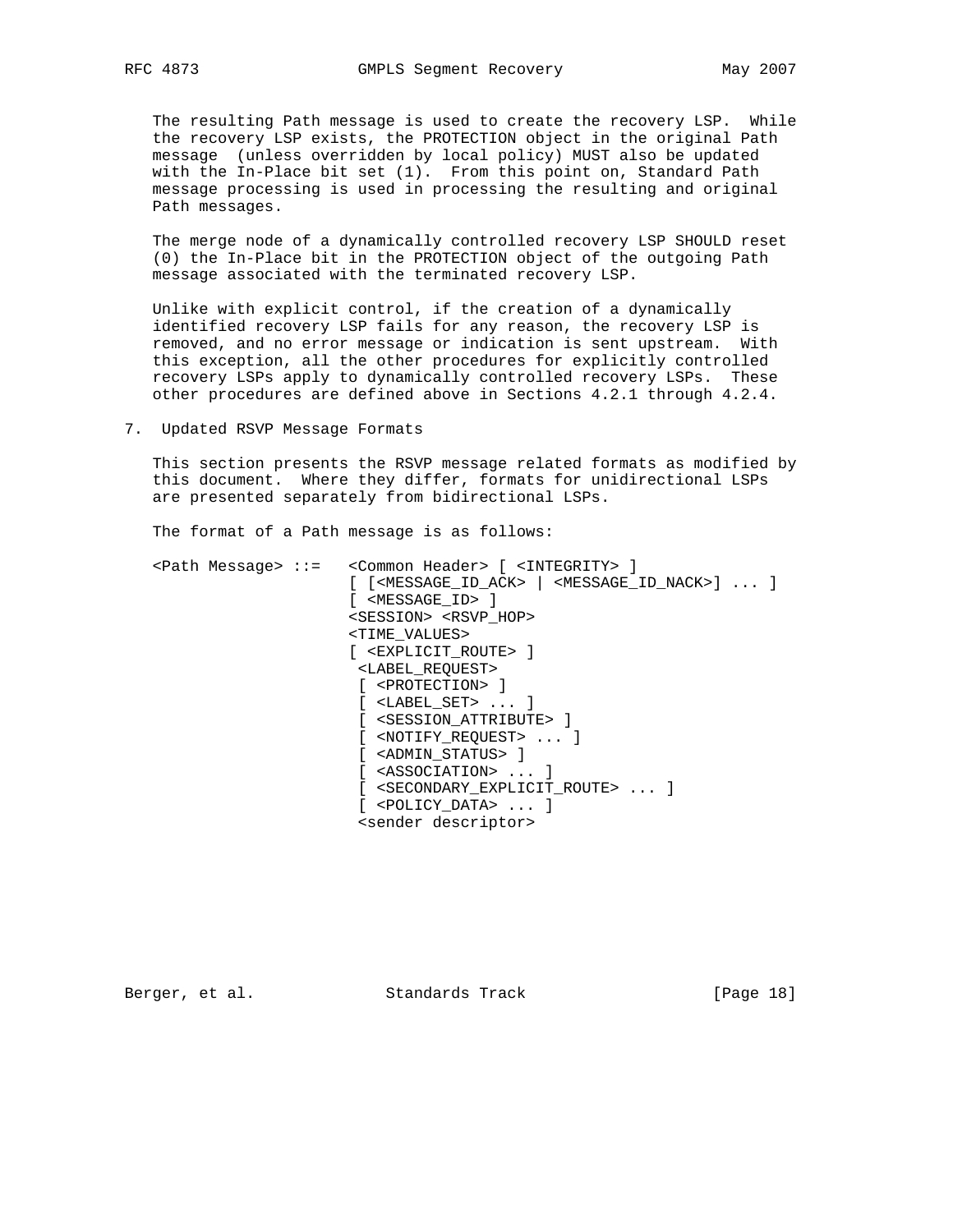The resulting Path message is used to create the recovery LSP. While the recovery LSP exists, the PROTECTION object in the original Path message (unless overridden by local policy) MUST also be updated with the In-Place bit set (1). From this point on, Standard Path message processing is used in processing the resulting and original Path messages.

The merge node of a dynamically controlled recovery LSP SHOULD reset (0) the In-Place bit in the PROTECTION object of the outgoing Path message associated with the terminated recovery LSP.

Unlike with explicit control, if the creation of a dynamically identified recovery LSP fails for any reason, the recovery LSP is removed, and no error message or indication is sent upstream. With this exception, all the other procedures for explicitly controlled recovery LSPs apply to dynamically controlled recovery LSPs. These other procedures are defined above in Sections 4.2.1 through 4.2.4.

# 7. Updated RSVP Message Formats

This section presents the RSVP message related formats as modified by this document. Where they differ, formats for unidirectional LSPs are presented separately from bidirectional LSPs.

The format of a Path message is as follows:

```
<Path Message> ::=   <Common Header> [ <INTEGRITY> ]
                     [ [<MESSAGE_ID_ACK> | <MESSAGE_ID_NACK>] ... ]
                     [ <MESSAGE_ID> ]
                     <SESSION> <RSVP_HOP>
                     <TIME_VALUES>
                     [ <EXPLICIT_ROUTE> ]
                      <LABEL_REQUEST>
                      [ <PROTECTION> ]
                      [ <LABEL_SET> ... ]
                      [ <SESSION_ATTRIBUTE> ]
                      [ <NOTIFY_REQUEST> ... ]
                      [ <ADMIN_STATUS> ]
                      [ <ASSOCIATION> ... ]
                      [ <SECONDARY_EXPLICIT_ROUTE> ... ]
                      [ <POLICY_DATA> ... ]
                      <sender descriptor>
```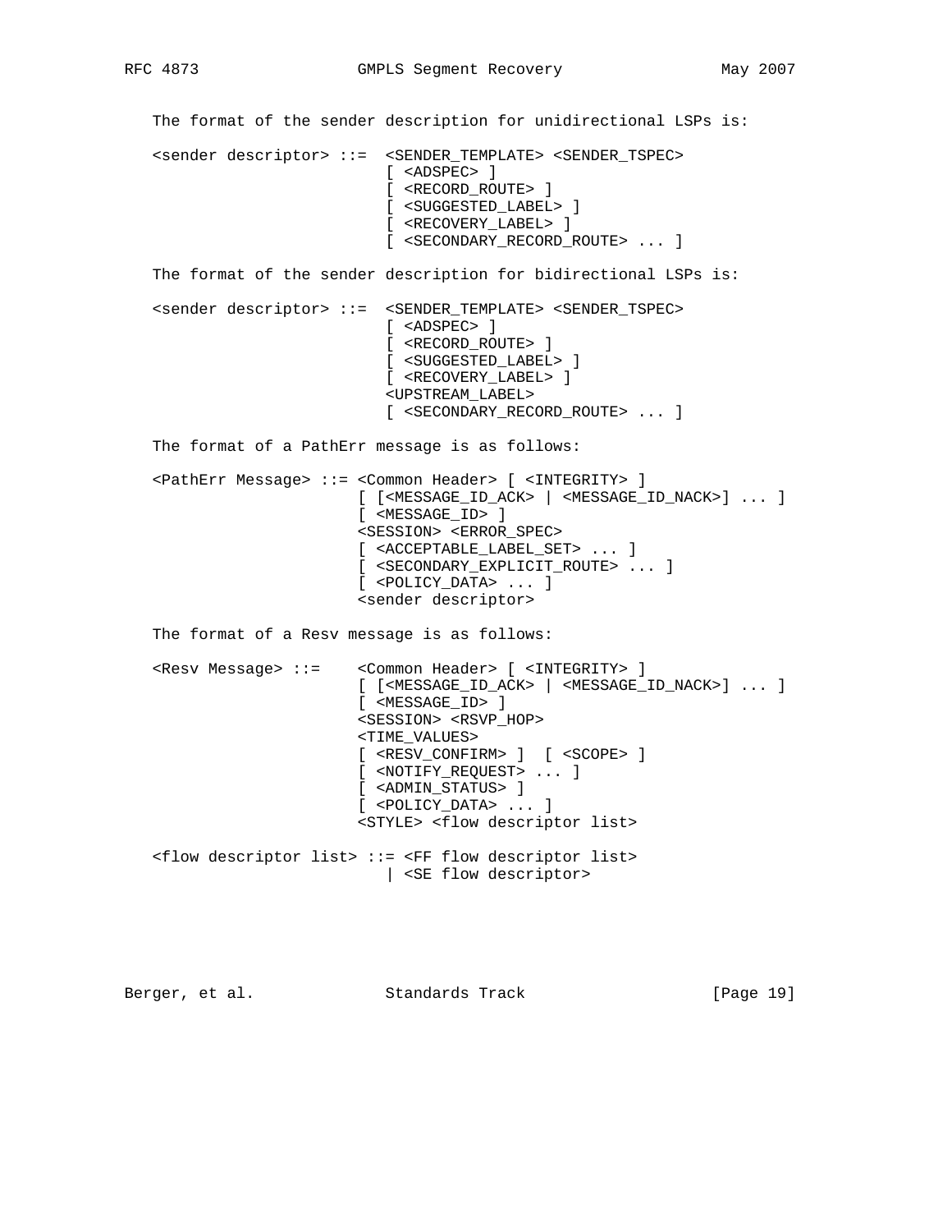The format of the sender description for unidirectional LSPs is:

```
<sender descriptor> ::=  <SENDER_TEMPLATE> <SENDER_TSPEC>
                         [ <ADSPEC> ]
                         [ <RECORD_ROUTE> ]
                         [ <SUGGESTED_LABEL> ]
                         [ <RECOVERY_LABEL> ]
                         [ <SECONDARY_RECORD_ROUTE> ... ]
```

The format of the sender description for bidirectional LSPs is:

```
<sender descriptor> ::=  <SENDER_TEMPLATE> <SENDER_TSPEC>
                         [ <ADSPEC> ]
                         [ <RECORD_ROUTE> ]
                         [ <SUGGESTED_LABEL> ]
                         [ <RECOVERY_LABEL> ]
                         <UPSTREAM_LABEL>
                         [ <SECONDARY_RECORD_ROUTE> ... ]
```

The format of a PathErr message is as follows:

```
<PathErr Message> ::= <Common Header> [ <INTEGRITY> ]
                      [ [<MESSAGE_ID_ACK> | <MESSAGE_ID_NACK>] ... ]
                      [ <MESSAGE_ID> ]
                      <SESSION> <ERROR_SPEC>
                      [ <ACCEPTABLE_LABEL_SET> ... ]
                      [ <SECONDARY_EXPLICIT_ROUTE> ... ]
                      [ <POLICY_DATA> ... ]
                      <sender descriptor>
```

The format of a Resv message is as follows:

```
<Resv Message> ::=    <Common Header> [ <INTEGRITY> ]
                      [ [<MESSAGE_ID_ACK> | <MESSAGE_ID_NACK>] ... ]
                      [ <MESSAGE_ID> ]
                      <SESSION> <RSVP_HOP>
                      <TIME_VALUES>
                      [ <RESV_CONFIRM> ]  [ <SCOPE> ]
                      [ <NOTIFY_REQUEST> ... ]
                      [ <ADMIN_STATUS> ]
                      [ <POLICY_DATA> ... ]
                      <STYLE> <flow descriptor list>

<flow descriptor list> ::= <FF flow descriptor list>
                         | <SE flow descriptor>
```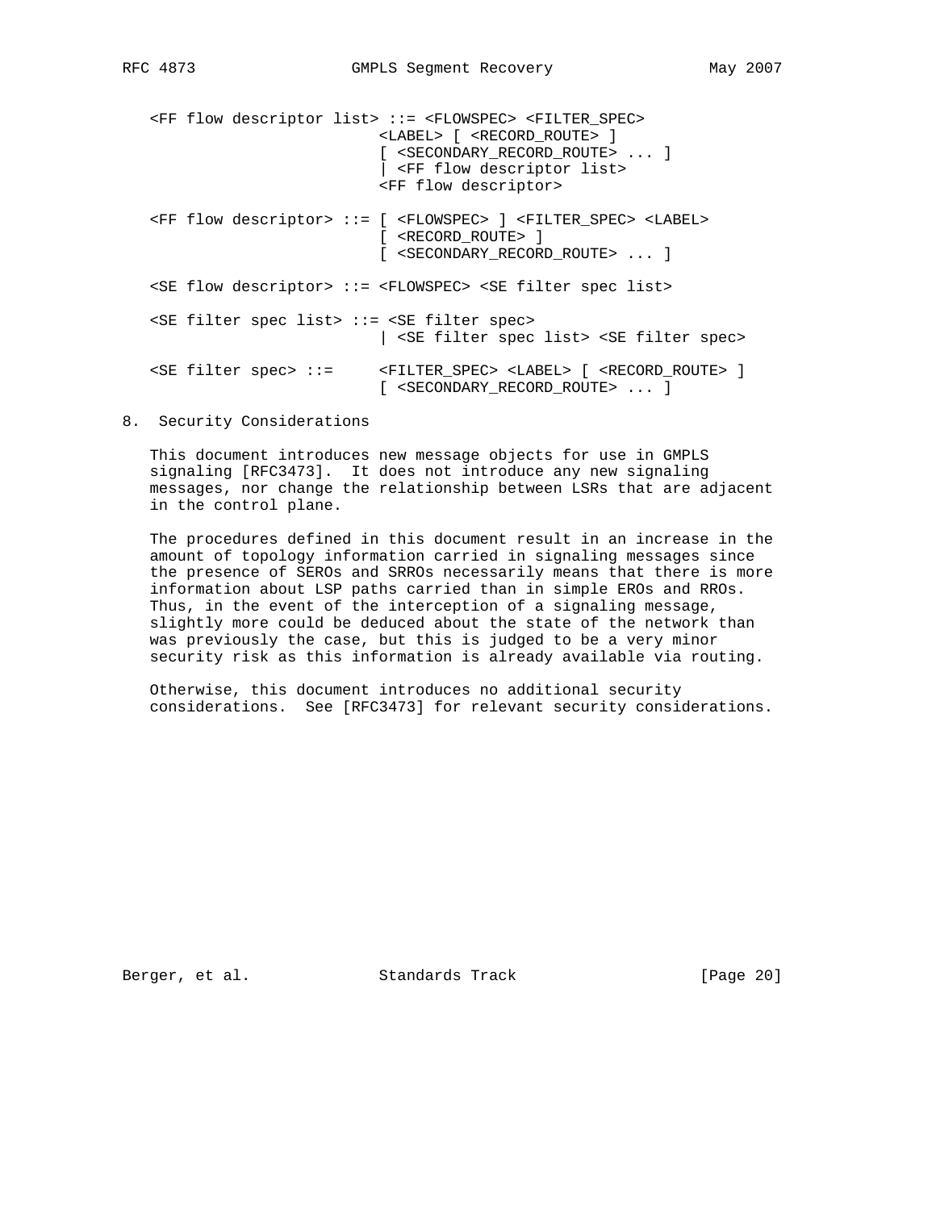```
<FF flow descriptor list> ::= <FLOWSPEC> <FILTER_SPEC>
                          <LABEL> [ <RECORD_ROUTE> ]
                          [ <SECONDARY_RECORD_ROUTE> ... ]
                          | <FF flow descriptor list>
                          <FF flow descriptor>

<FF flow descriptor> ::= [ <FLOWSPEC> ] <FILTER_SPEC> <LABEL>
                          [ <RECORD_ROUTE> ]
                          [ <SECONDARY_RECORD_ROUTE> ... ]

<SE flow descriptor> ::= <FLOWSPEC> <SE filter spec list>

<SE filter spec list> ::= <SE filter spec>
                          | <SE filter spec list> <SE filter spec>

<SE filter spec> ::=      <FILTER_SPEC> <LABEL> [ <RECORD_ROUTE> ]
                          [ <SECONDARY_RECORD_ROUTE> ... ]
```

## 8. Security Considerations

This document introduces new message objects for use in GMPLS signaling [RFC3473]. It does not introduce any new signaling messages, nor change the relationship between LSRs that are adjacent in the control plane.

The procedures defined in this document result in an increase in the amount of topology information carried in signaling messages since the presence of SEROs and SRROs necessarily means that there is more information about LSP paths carried than in simple EROs and RROs. Thus, in the event of the interception of a signaling message, slightly more could be deduced about the state of the network than was previously the case, but this is judged to be a very minor security risk as this information is already available via routing.

Otherwise, this document introduces no additional security considerations. See [RFC3473] for relevant security considerations.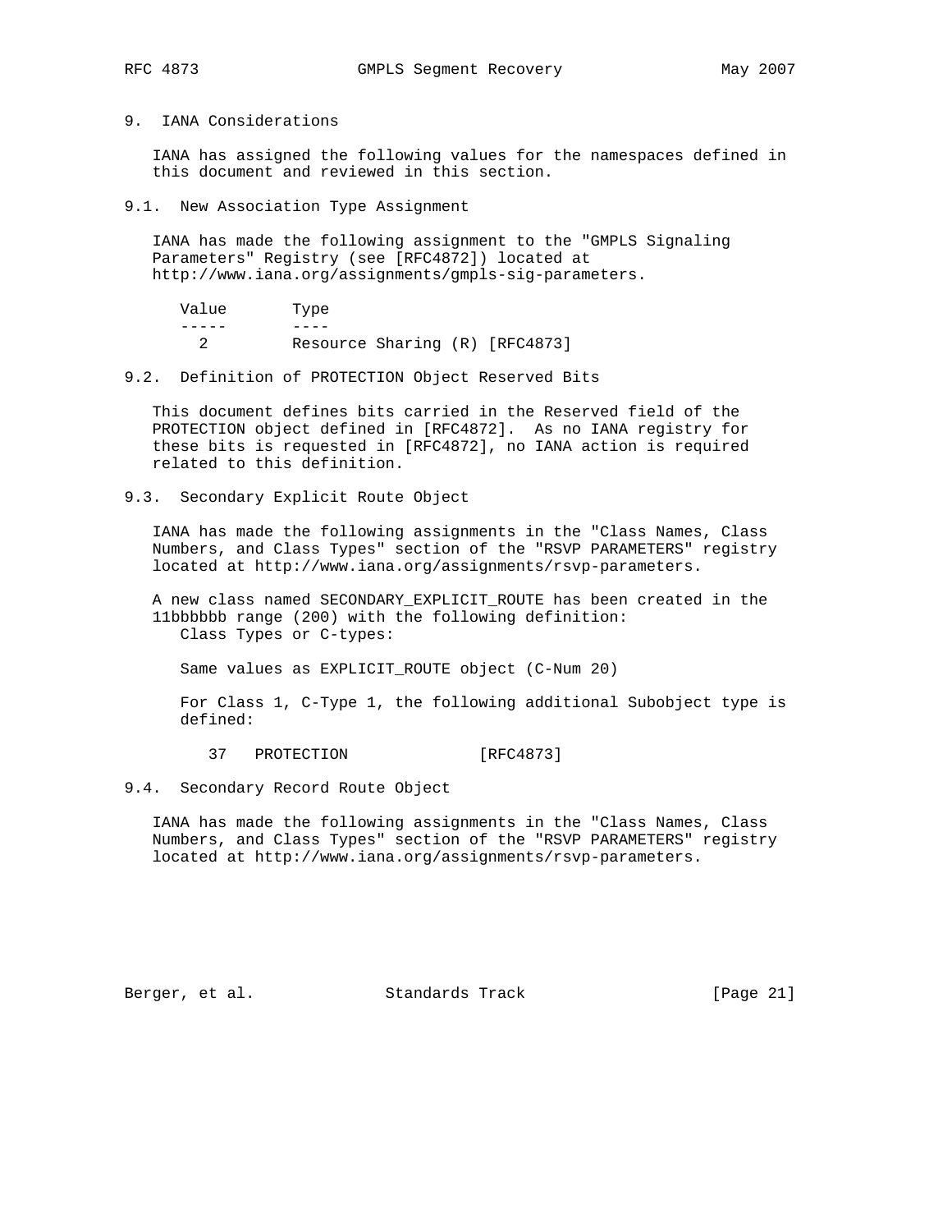## 9. IANA Considerations

IANA has assigned the following values for the namespaces defined in this document and reviewed in this section.

### 9.1. New Association Type Assignment

IANA has made the following assignment to the "GMPLS Signaling Parameters" Registry (see [RFC4872]) located at http://www.iana.org/assignments/gmpls-sig-parameters.

| Value | Type |
| --- | --- |
| 2 | Resource Sharing (R) [RFC4873] |

### 9.2. Definition of PROTECTION Object Reserved Bits

This document defines bits carried in the Reserved field of the PROTECTION object defined in [RFC4872]. As no IANA registry for these bits is requested in [RFC4872], no IANA action is required related to this definition.

### 9.3. Secondary Explicit Route Object

IANA has made the following assignments in the "Class Names, Class Numbers, and Class Types" section of the "RSVP PARAMETERS" registry located at http://www.iana.org/assignments/rsvp-parameters.

A new class named SECONDARY_EXPLICIT_ROUTE has been created in the 11bbbbbb range (200) with the following definition:
Class Types or C-types:

Same values as EXPLICIT_ROUTE object (C-Num 20)

For Class 1, C-Type 1, the following additional Subobject type is defined:

```
37   PROTECTION              [RFC4873]
```

### 9.4. Secondary Record Route Object

IANA has made the following assignments in the "Class Names, Class Numbers, and Class Types" section of the "RSVP PARAMETERS" registry located at http://www.iana.org/assignments/rsvp-parameters.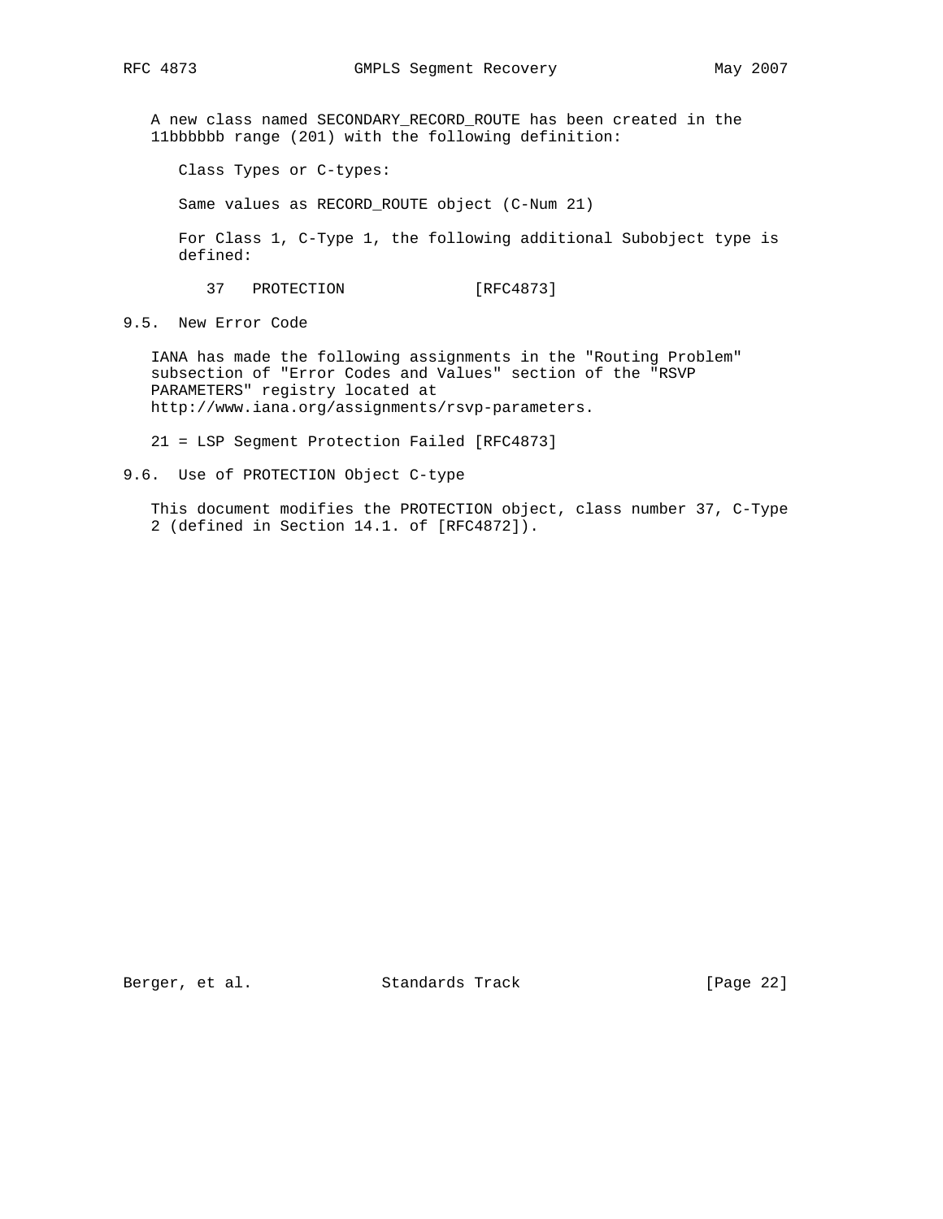A new class named SECONDARY_RECORD_ROUTE has been created in the 11bbbbbb range (201) with the following definition:

Class Types or C-types:

Same values as RECORD_ROUTE object (C-Num 21)

For Class 1, C-Type 1, the following additional Subobject type is defined:

37   PROTECTION             [RFC4873]

## 9.5. New Error Code

IANA has made the following assignments in the "Routing Problem" subsection of "Error Codes and Values" section of the "RSVP PARAMETERS" registry located at http://www.iana.org/assignments/rsvp-parameters.

21 = LSP Segment Protection Failed [RFC4873]

## 9.6. Use of PROTECTION Object C-type

This document modifies the PROTECTION object, class number 37, C-Type 2 (defined in Section 14.1. of [RFC4872]).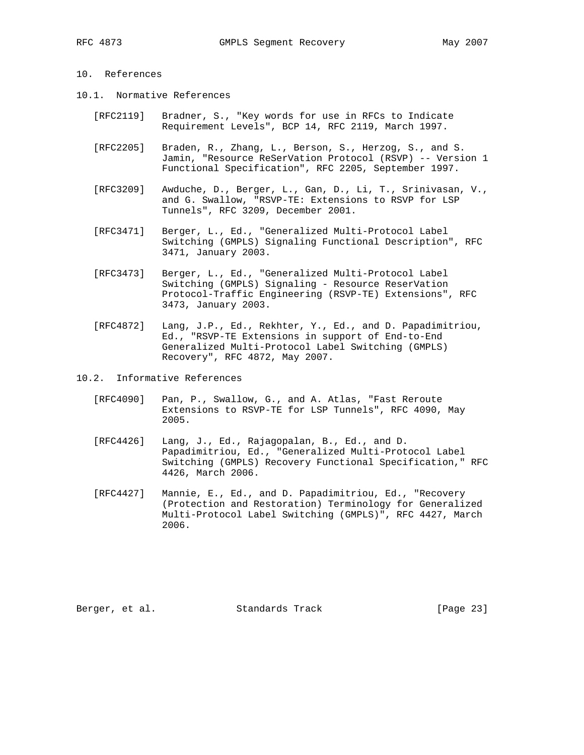## 10. References

### 10.1. Normative References

[RFC2119] Bradner, S., "Key words for use in RFCs to Indicate Requirement Levels", BCP 14, RFC 2119, March 1997.

[RFC2205] Braden, R., Zhang, L., Berson, S., Herzog, S., and S. Jamin, "Resource ReSerVation Protocol (RSVP) -- Version 1 Functional Specification", RFC 2205, September 1997.

[RFC3209] Awduche, D., Berger, L., Gan, D., Li, T., Srinivasan, V., and G. Swallow, "RSVP-TE: Extensions to RSVP for LSP Tunnels", RFC 3209, December 2001.

[RFC3471] Berger, L., Ed., "Generalized Multi-Protocol Label Switching (GMPLS) Signaling Functional Description", RFC 3471, January 2003.

[RFC3473] Berger, L., Ed., "Generalized Multi-Protocol Label Switching (GMPLS) Signaling - Resource ReserVation Protocol-Traffic Engineering (RSVP-TE) Extensions", RFC 3473, January 2003.

[RFC4872] Lang, J.P., Ed., Rekhter, Y., Ed., and D. Papadimitriou, Ed., "RSVP-TE Extensions in support of End-to-End Generalized Multi-Protocol Label Switching (GMPLS) Recovery", RFC 4872, May 2007.

### 10.2. Informative References

[RFC4090] Pan, P., Swallow, G., and A. Atlas, "Fast Reroute Extensions to RSVP-TE for LSP Tunnels", RFC 4090, May 2005.

[RFC4426] Lang, J., Ed., Rajagopalan, B., Ed., and D. Papadimitriou, Ed., "Generalized Multi-Protocol Label Switching (GMPLS) Recovery Functional Specification," RFC 4426, March 2006.

[RFC4427] Mannie, E., Ed., and D. Papadimitriou, Ed., "Recovery (Protection and Restoration) Terminology for Generalized Multi-Protocol Label Switching (GMPLS)", RFC 4427, March 2006.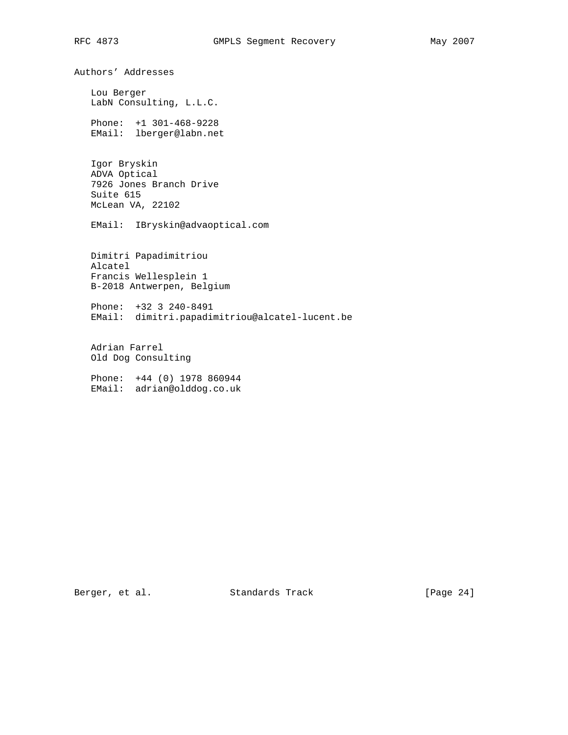## Authors' Addresses

Lou Berger
LabN Consulting, L.L.C.

Phone: +1 301-468-9228
EMail: lberger@labn.net

Igor Bryskin
ADVA Optical
7926 Jones Branch Drive
Suite 615
McLean VA, 22102

EMail: IBryskin@advaoptical.com

Dimitri Papadimitriou
Alcatel
Francis Wellesplein 1
B-2018 Antwerpen, Belgium

Phone: +32 3 240-8491
EMail: dimitri.papadimitriou@alcatel-lucent.be

Adrian Farrel
Old Dog Consulting

Phone: +44 (0) 1978 860944
EMail: adrian@olddog.co.uk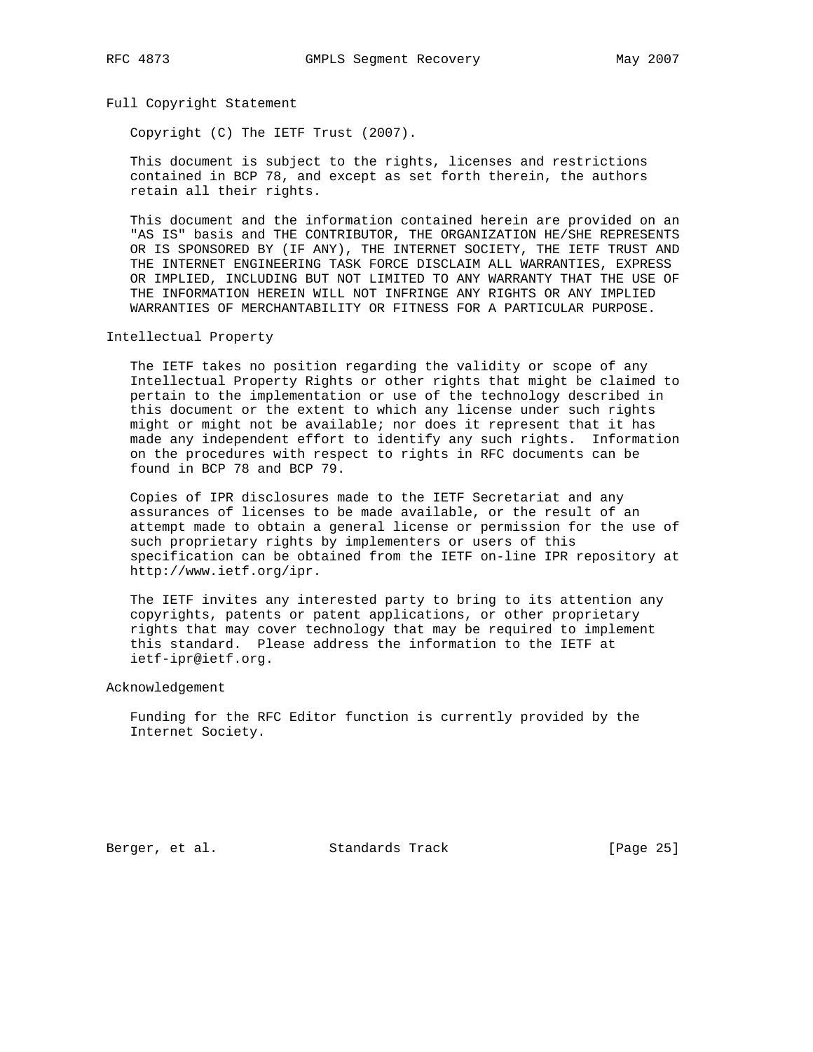## Full Copyright Statement

Copyright (C) The IETF Trust (2007).

This document is subject to the rights, licenses and restrictions contained in BCP 78, and except as set forth therein, the authors retain all their rights.

This document and the information contained herein are provided on an "AS IS" basis and THE CONTRIBUTOR, THE ORGANIZATION HE/SHE REPRESENTS OR IS SPONSORED BY (IF ANY), THE INTERNET SOCIETY, THE IETF TRUST AND THE INTERNET ENGINEERING TASK FORCE DISCLAIM ALL WARRANTIES, EXPRESS OR IMPLIED, INCLUDING BUT NOT LIMITED TO ANY WARRANTY THAT THE USE OF THE INFORMATION HEREIN WILL NOT INFRINGE ANY RIGHTS OR ANY IMPLIED WARRANTIES OF MERCHANTABILITY OR FITNESS FOR A PARTICULAR PURPOSE.

## Intellectual Property

The IETF takes no position regarding the validity or scope of any Intellectual Property Rights or other rights that might be claimed to pertain to the implementation or use of the technology described in this document or the extent to which any license under such rights might or might not be available; nor does it represent that it has made any independent effort to identify any such rights. Information on the procedures with respect to rights in RFC documents can be found in BCP 78 and BCP 79.

Copies of IPR disclosures made to the IETF Secretariat and any assurances of licenses to be made available, or the result of an attempt made to obtain a general license or permission for the use of such proprietary rights by implementers or users of this specification can be obtained from the IETF on-line IPR repository at http://www.ietf.org/ipr.

The IETF invites any interested party to bring to its attention any copyrights, patents or patent applications, or other proprietary rights that may cover technology that may be required to implement this standard. Please address the information to the IETF at ietf-ipr@ietf.org.

## Acknowledgement

Funding for the RFC Editor function is currently provided by the Internet Society.